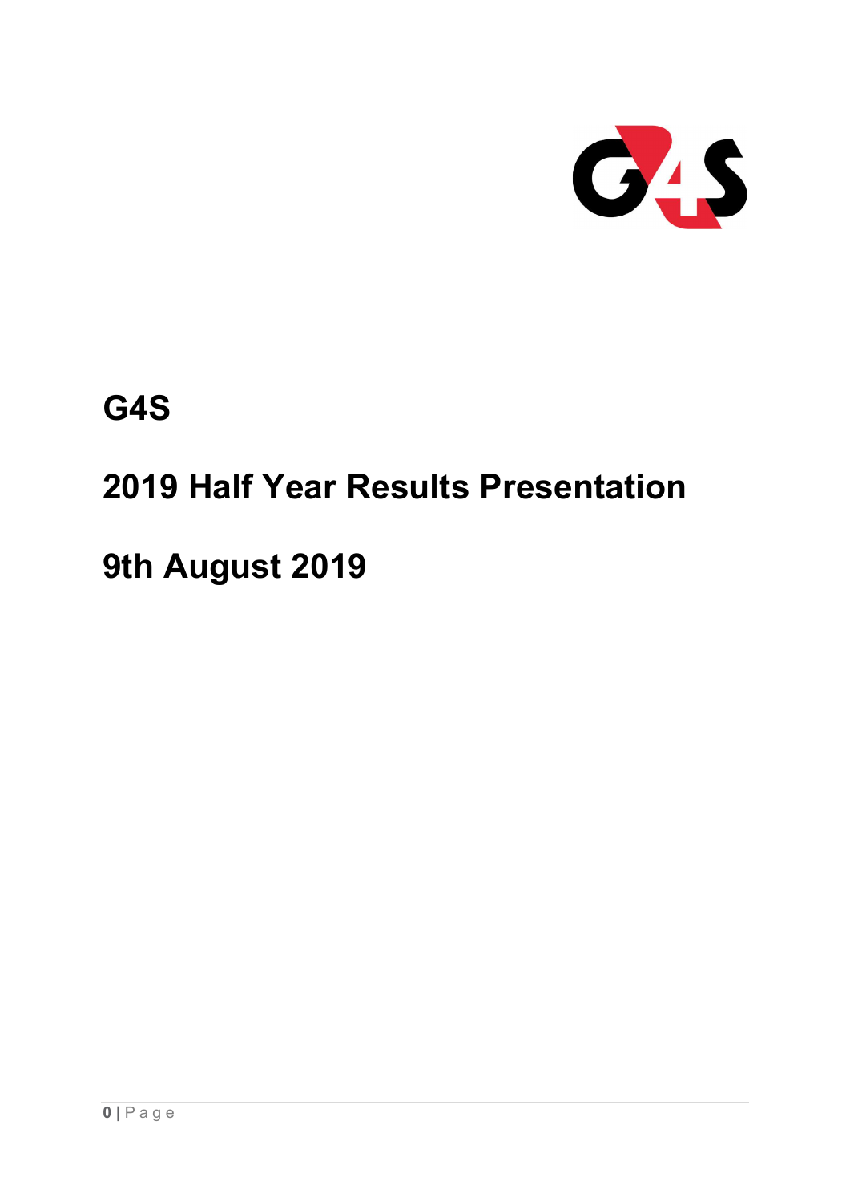# G4S

# 2019 Half Year Results Presentation

# 9th August 2019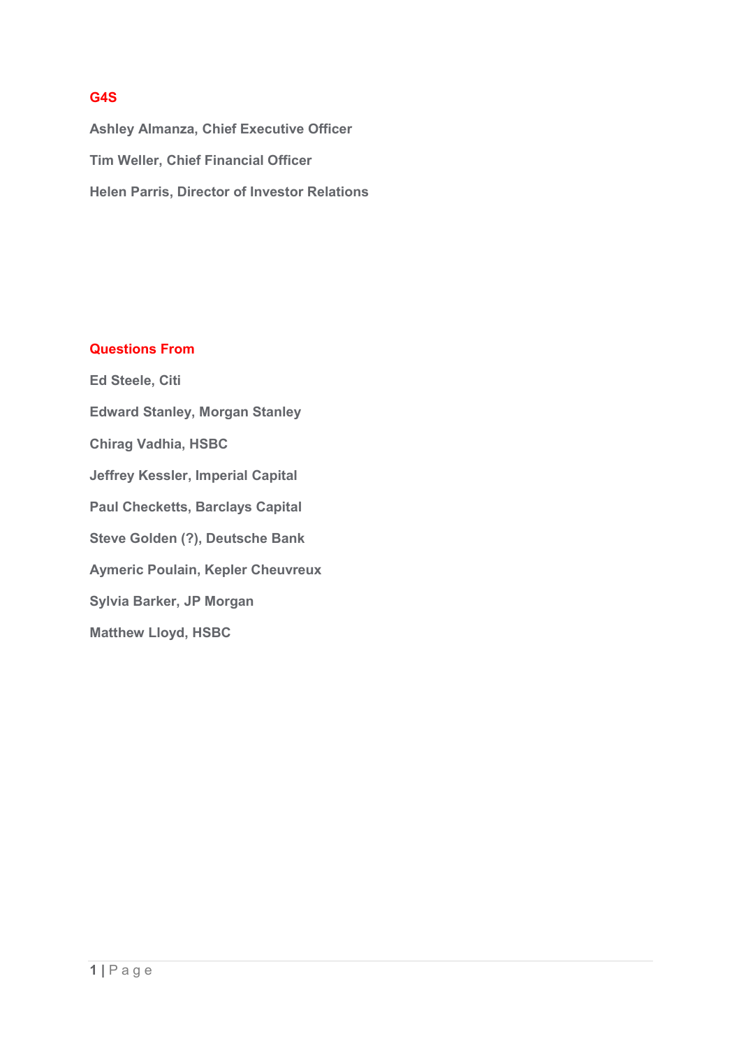## G4S

**Ashley Almanza, Chief Executive Officer**

**Tim Weller, Chief Financial Officer**

**Helen Parris, Director of Investor Relations**

## Questions From

**Ed Steele, Citi**

**Edward Stanley, Morgan Stanley**

**Chirag Vadhia, HSBC**

**Jeffrey Kessler, Imperial Capital**

**Paul Checketts, Barclays Capital**

**Steve Golden (?), Deutsche Bank**

**Aymeric Poulain, Kepler Cheuvreux**

**Sylvia Barker, JP Morgan**

**Matthew Lloyd, HSBC**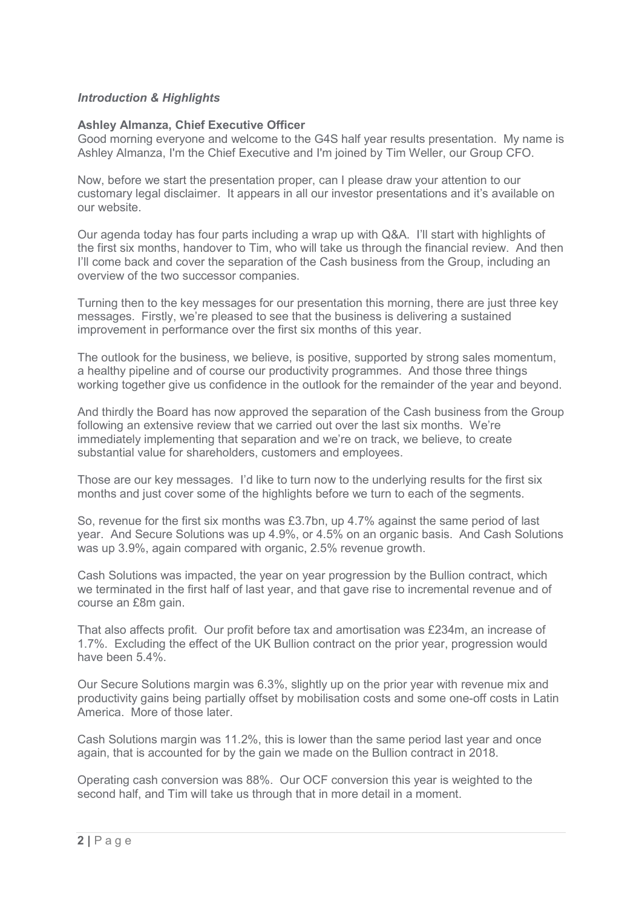### *Introduction & Highlights*

**Ashley Almanza, Chief Executive Officer**

Good morning everyone and welcome to the G4S half year results presentation. My name is Ashley Almanza, I'm the Chief Executive and I'm joined by Tim Weller, our Group CFO.

Now, before we start the presentation proper, can I please draw your attention to our customary legal disclaimer. It appears in all our investor presentations and it's available on our website.

Our agenda today has four parts including a wrap up with Q&A. I'll start with highlights of the first six months, handover to Tim, who will take us through the financial review. And then I'll come back and cover the separation of the Cash business from the Group, including an overview of the two successor companies.

Turning then to the key messages for our presentation this morning, there are just three key messages. Firstly, we're pleased to see that the business is delivering a sustained improvement in performance over the first six months of this year.

The outlook for the business, we believe, is positive, supported by strong sales momentum, a healthy pipeline and of course our productivity programmes. And those three things working together give us confidence in the outlook for the remainder of the year and beyond.

And thirdly the Board has now approved the separation of the Cash business from the Group following an extensive review that we carried out over the last six months. We're immediately implementing that separation and we're on track, we believe, to create substantial value for shareholders, customers and employees.

Those are our key messages. I'd like to turn now to the underlying results for the first six months and just cover some of the highlights before we turn to each of the segments.

So, revenue for the first six months was £3.7bn, up 4.7% against the same period of last year. And Secure Solutions was up 4.9%, or 4.5% on an organic basis. And Cash Solutions was up 3.9%, again compared with organic, 2.5% revenue growth.

Cash Solutions was impacted, the year on year progression by the Bullion contract, which we terminated in the first half of last year, and that gave rise to incremental revenue and of course an £8m gain.

That also affects profit. Our profit before tax and amortisation was £234m, an increase of 1.7%. Excluding the effect of the UK Bullion contract on the prior year, progression would have been 5.4%.

Our Secure Solutions margin was 6.3%, slightly up on the prior year with revenue mix and productivity gains being partially offset by mobilisation costs and some one-off costs in Latin America. More of those later.

Cash Solutions margin was 11.2%, this is lower than the same period last year and once again, that is accounted for by the gain we made on the Bullion contract in 2018.

Operating cash conversion was 88%. Our OCF conversion this year is weighted to the second half, and Tim will take us through that in more detail in a moment.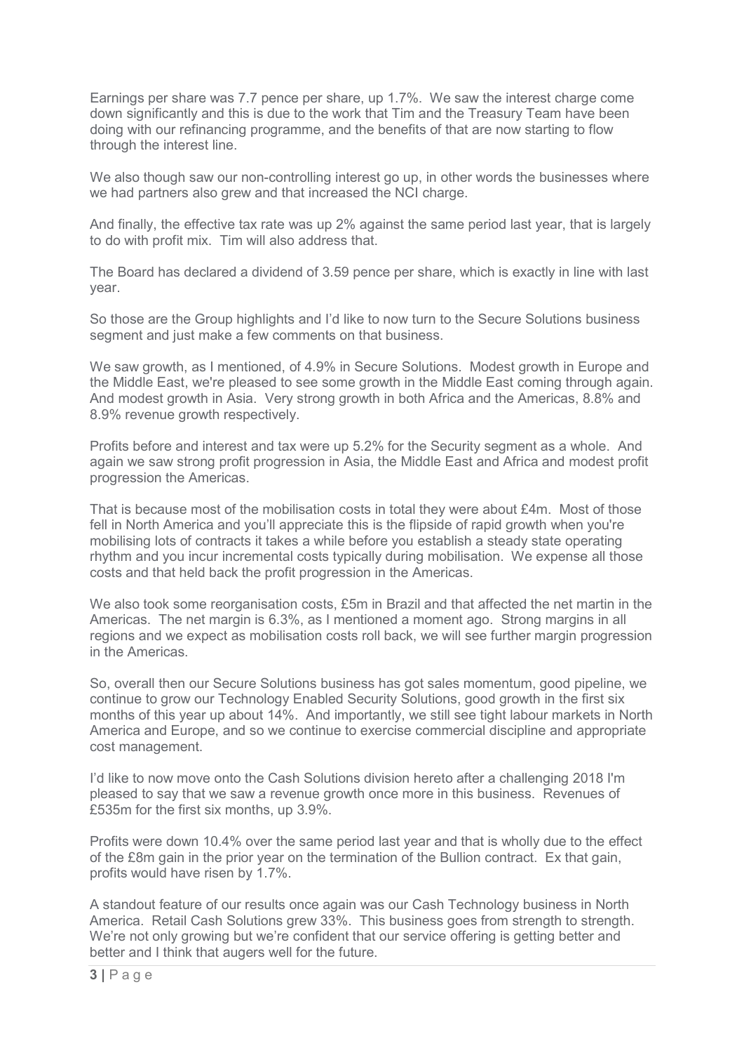Earnings per share was 7.7 pence per share, up 1.7%. We saw the interest charge come down significantly and this is due to the work that Tim and the Treasury Team have been doing with our refinancing programme, and the benefits of that are now starting to flow through the interest line.

We also though saw our non-controlling interest go up, in other words the businesses where we had partners also grew and that increased the NCI charge.

And finally, the effective tax rate was up 2% against the same period last year, that is largely to do with profit mix. Tim will also address that.

The Board has declared a dividend of 3.59 pence per share, which is exactly in line with last year.

So those are the Group highlights and I'd like to now turn to the Secure Solutions business segment and just make a few comments on that business.

We saw growth, as I mentioned, of 4.9% in Secure Solutions. Modest growth in Europe and the Middle East, we're pleased to see some growth in the Middle East coming through again. And modest growth in Asia. Very strong growth in both Africa and the Americas, 8.8% and 8.9% revenue growth respectively.

Profits before and interest and tax were up 5.2% for the Security segment as a whole. And again we saw strong profit progression in Asia, the Middle East and Africa and modest profit progression the Americas.

That is because most of the mobilisation costs in total they were about £4m. Most of those fell in North America and you'll appreciate this is the flipside of rapid growth when you're mobilising lots of contracts it takes a while before you establish a steady state operating rhythm and you incur incremental costs typically during mobilisation. We expense all those costs and that held back the profit progression in the Americas.

We also took some reorganisation costs, £5m in Brazil and that affected the net martin in the Americas. The net margin is 6.3%, as I mentioned a moment ago. Strong margins in all regions and we expect as mobilisation costs roll back, we will see further margin progression in the Americas.

So, overall then our Secure Solutions business has got sales momentum, good pipeline, we continue to grow our Technology Enabled Security Solutions, good growth in the first six months of this year up about 14%. And importantly, we still see tight labour markets in North America and Europe, and so we continue to exercise commercial discipline and appropriate cost management.

I'd like to now move onto the Cash Solutions division hereto after a challenging 2018 I'm pleased to say that we saw a revenue growth once more in this business. Revenues of £535m for the first six months, up 3.9%.

Profits were down 10.4% over the same period last year and that is wholly due to the effect of the £8m gain in the prior year on the termination of the Bullion contract. Ex that gain, profits would have risen by 1.7%.

A standout feature of our results once again was our Cash Technology business in North America. Retail Cash Solutions grew 33%. This business goes from strength to strength. We're not only growing but we're confident that our service offering is getting better and better and I think that augers well for the future.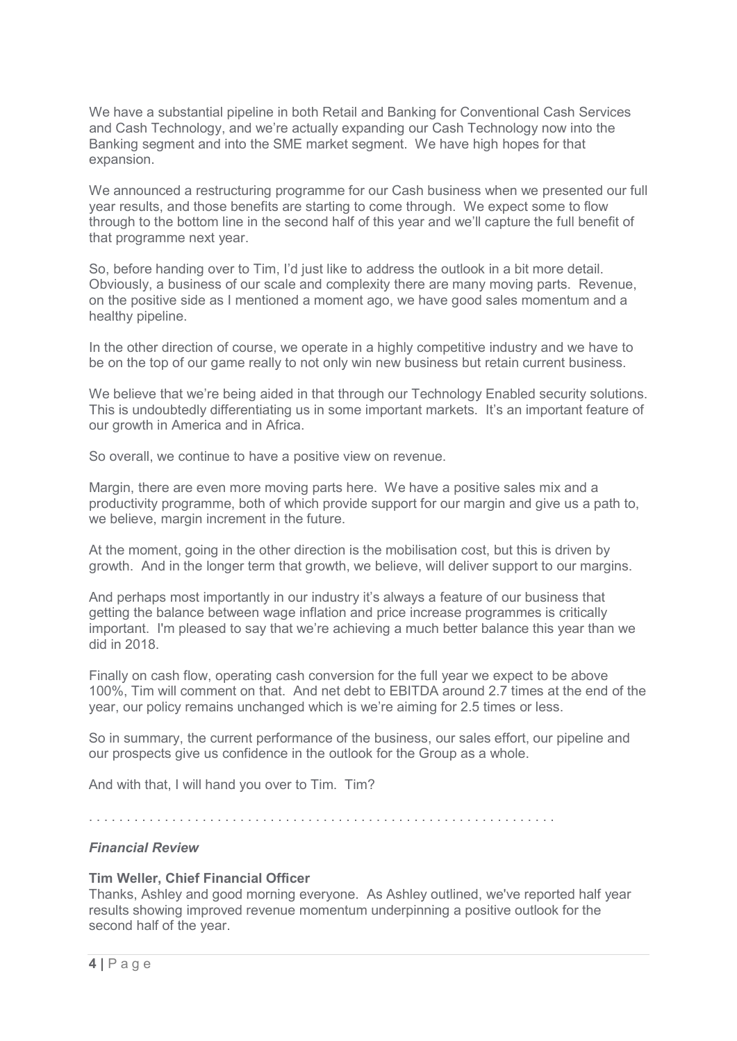We have a substantial pipeline in both Retail and Banking for Conventional Cash Services and Cash Technology, and we're actually expanding our Cash Technology now into the Banking segment and into the SME market segment. We have high hopes for that expansion.

We announced a restructuring programme for our Cash business when we presented our full year results, and those benefits are starting to come through. We expect some to flow through to the bottom line in the second half of this year and we'll capture the full benefit of that programme next year.

So, before handing over to Tim, I'd just like to address the outlook in a bit more detail. Obviously, a business of our scale and complexity there are many moving parts. Revenue, on the positive side as I mentioned a moment ago, we have good sales momentum and a healthy pipeline.

In the other direction of course, we operate in a highly competitive industry and we have to be on the top of our game really to not only win new business but retain current business.

We believe that we're being aided in that through our Technology Enabled security solutions. This is undoubtedly differentiating us in some important markets. It's an important feature of our growth in America and in Africa.

So overall, we continue to have a positive view on revenue.

Margin, there are even more moving parts here. We have a positive sales mix and a productivity programme, both of which provide support for our margin and give us a path to, we believe, margin increment in the future.

At the moment, going in the other direction is the mobilisation cost, but this is driven by growth. And in the longer term that growth, we believe, will deliver support to our margins.

And perhaps most importantly in our industry it's always a feature of our business that getting the balance between wage inflation and price increase programmes is critically important. I'm pleased to say that we're achieving a much better balance this year than we did in 2018.

Finally on cash flow, operating cash conversion for the full year we expect to be above 100%, Tim will comment on that. And net debt to EBITDA around 2.7 times at the end of the year, our policy remains unchanged which is we're aiming for 2.5 times or less.

So in summary, the current performance of the business, our sales effort, our pipeline and our prospects give us confidence in the outlook for the Group as a whole.

And with that, I will hand you over to Tim. Tim?

. . . . . . . . . . . . . . . . . . . . . . . . . . . . . . . . . . . . . . . . . . . . . . . . . . . . . . . . . . . . . .

### *Financial Review*

**Tim Weller, Chief Financial Officer**

Thanks, Ashley and good morning everyone. As Ashley outlined, we've reported half year results showing improved revenue momentum underpinning a positive outlook for the second half of the year.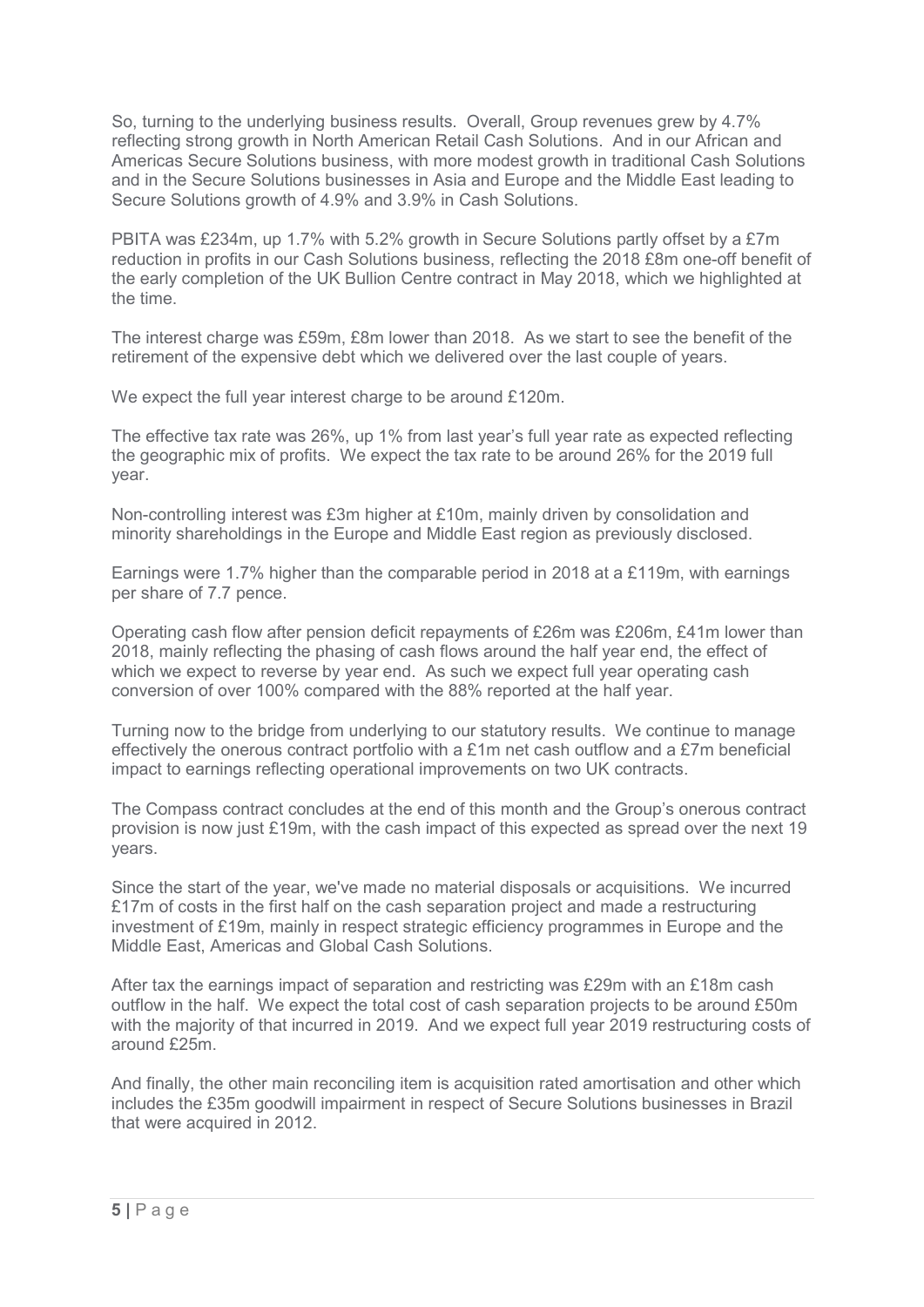So, turning to the underlying business results. Overall, Group revenues grew by 4.7% reflecting strong growth in North American Retail Cash Solutions. And in our African and Americas Secure Solutions business, with more modest growth in traditional Cash Solutions and in the Secure Solutions businesses in Asia and Europe and the Middle East leading to Secure Solutions growth of 4.9% and 3.9% in Cash Solutions.

PBITA was £234m, up 1.7% with 5.2% growth in Secure Solutions partly offset by a £7m reduction in profits in our Cash Solutions business, reflecting the 2018 £8m one-off benefit of the early completion of the UK Bullion Centre contract in May 2018, which we highlighted at the time.

The interest charge was £59m, £8m lower than 2018. As we start to see the benefit of the retirement of the expensive debt which we delivered over the last couple of years.

We expect the full year interest charge to be around £120m.

The effective tax rate was 26%, up 1% from last year's full year rate as expected reflecting the geographic mix of profits. We expect the tax rate to be around 26% for the 2019 full year.

Non-controlling interest was £3m higher at £10m, mainly driven by consolidation and minority shareholdings in the Europe and Middle East region as previously disclosed.

Earnings were 1.7% higher than the comparable period in 2018 at a £119m, with earnings per share of 7.7 pence.

Operating cash flow after pension deficit repayments of £26m was £206m, £41m lower than 2018, mainly reflecting the phasing of cash flows around the half year end, the effect of which we expect to reverse by year end. As such we expect full year operating cash conversion of over 100% compared with the 88% reported at the half year.

Turning now to the bridge from underlying to our statutory results. We continue to manage effectively the onerous contract portfolio with a £1m net cash outflow and a £7m beneficial impact to earnings reflecting operational improvements on two UK contracts.

The Compass contract concludes at the end of this month and the Group's onerous contract provision is now just £19m, with the cash impact of this expected as spread over the next 19 years.

Since the start of the year, we've made no material disposals or acquisitions. We incurred £17m of costs in the first half on the cash separation project and made a restructuring investment of £19m, mainly in respect strategic efficiency programmes in Europe and the Middle East, Americas and Global Cash Solutions.

After tax the earnings impact of separation and restricting was £29m with an £18m cash outflow in the half. We expect the total cost of cash separation projects to be around £50m with the majority of that incurred in 2019. And we expect full year 2019 restructuring costs of around £25m.

And finally, the other main reconciling item is acquisition rated amortisation and other which includes the £35m goodwill impairment in respect of Secure Solutions businesses in Brazil that were acquired in 2012.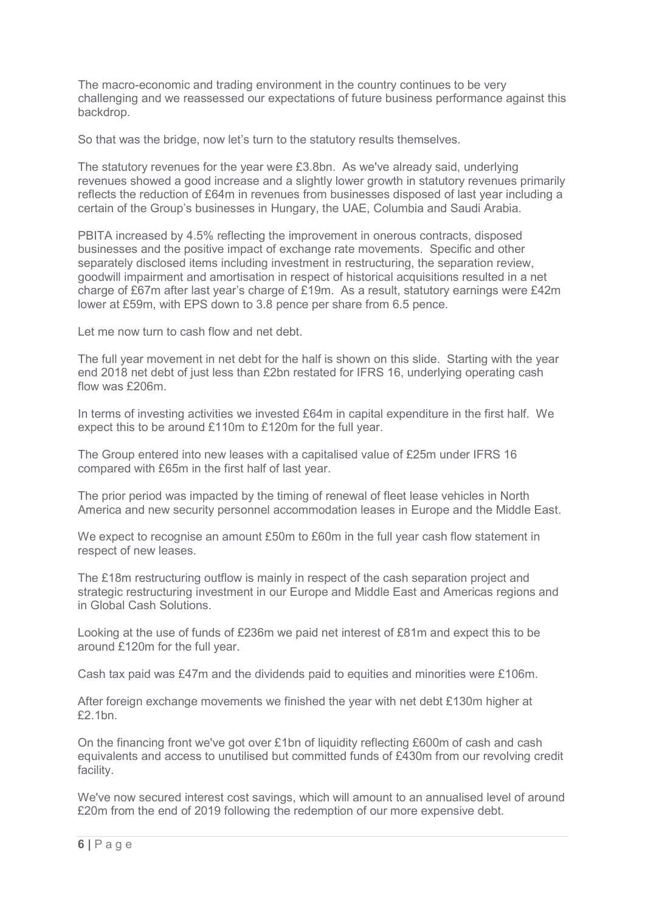The macro-economic and trading environment in the country continues to be very challenging and we reassessed our expectations of future business performance against this backdrop.

So that was the bridge, now let's turn to the statutory results themselves.

The statutory revenues for the year were £3.8bn. As we've already said, underlying revenues showed a good increase and a slightly lower growth in statutory revenues primarily reflects the reduction of £64m in revenues from businesses disposed of last year including a certain of the Group's businesses in Hungary, the UAE, Columbia and Saudi Arabia.

PBITA increased by 4.5% reflecting the improvement in onerous contracts, disposed businesses and the positive impact of exchange rate movements. Specific and other separately disclosed items including investment in restructuring, the separation review, goodwill impairment and amortisation in respect of historical acquisitions resulted in a net charge of £67m after last year's charge of £19m. As a result, statutory earnings were £42m lower at £59m, with EPS down to 3.8 pence per share from 6.5 pence.

Let me now turn to cash flow and net debt.

The full year movement in net debt for the half is shown on this slide. Starting with the year end 2018 net debt of just less than £2bn restated for IFRS 16, underlying operating cash flow was £206m.

In terms of investing activities we invested £64m in capital expenditure in the first half. We expect this to be around £110m to £120m for the full year.

The Group entered into new leases with a capitalised value of £25m under IFRS 16 compared with £65m in the first half of last year.

The prior period was impacted by the timing of renewal of fleet lease vehicles in North America and new security personnel accommodation leases in Europe and the Middle East.

We expect to recognise an amount £50m to £60m in the full year cash flow statement in respect of new leases.

The £18m restructuring outflow is mainly in respect of the cash separation project and strategic restructuring investment in our Europe and Middle East and Americas regions and in Global Cash Solutions.

Looking at the use of funds of £236m we paid net interest of £81m and expect this to be around £120m for the full year.

Cash tax paid was £47m and the dividends paid to equities and minorities were £106m.

After foreign exchange movements we finished the year with net debt £130m higher at £2.1bn.

On the financing front we've got over £1bn of liquidity reflecting £600m of cash and cash equivalents and access to unutilised but committed funds of £430m from our revolving credit facility.

We've now secured interest cost savings, which will amount to an annualised level of around £20m from the end of 2019 following the redemption of our more expensive debt.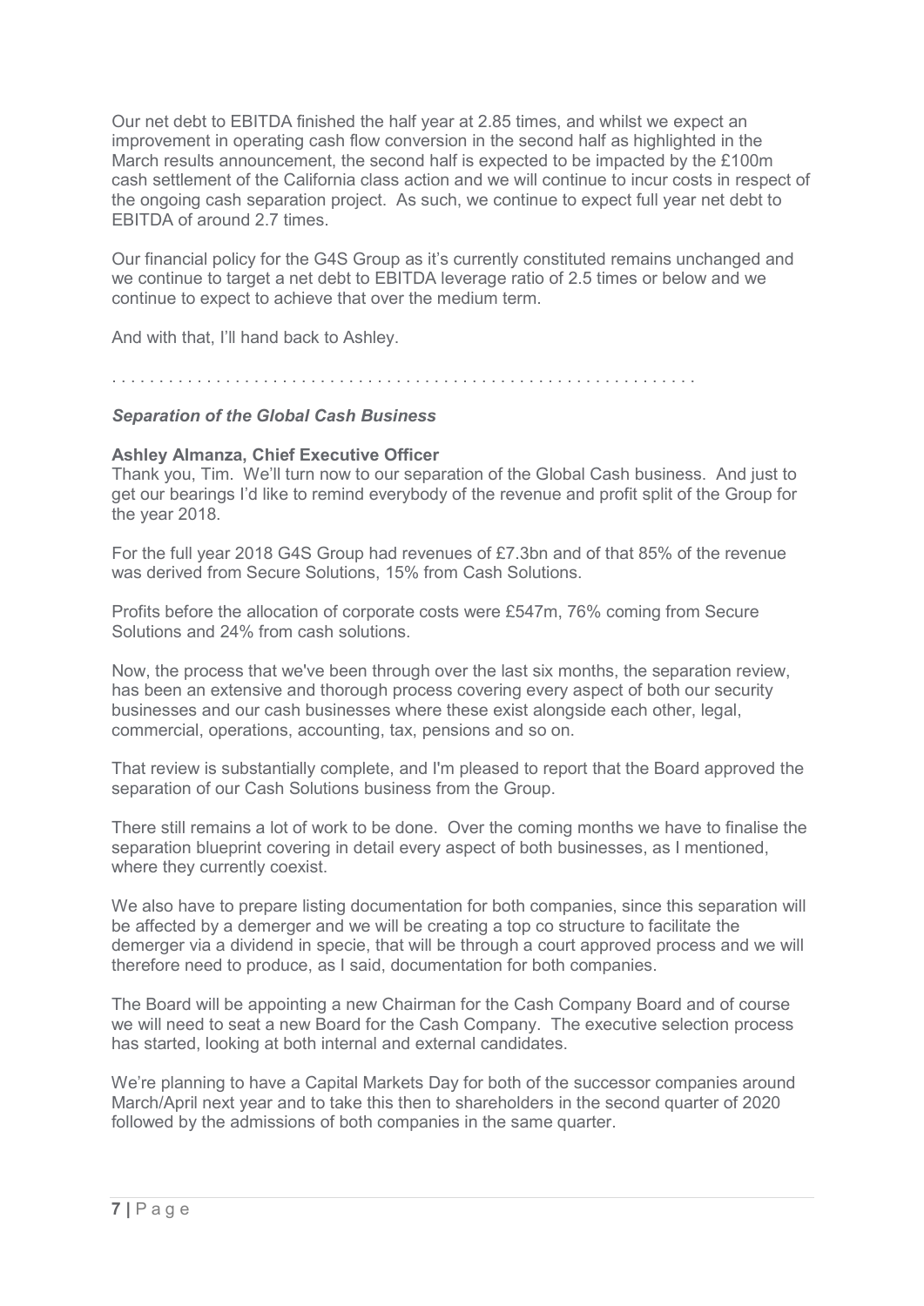Our net debt to EBITDA finished the half year at 2.85 times, and whilst we expect an improvement in operating cash flow conversion in the second half as highlighted in the March results announcement, the second half is expected to be impacted by the £100m cash settlement of the California class action and we will continue to incur costs in respect of the ongoing cash separation project. As such, we continue to expect full year net debt to EBITDA of around 2.7 times.

Our financial policy for the G4S Group as it's currently constituted remains unchanged and we continue to target a net debt to EBITDA leverage ratio of 2.5 times or below and we continue to expect to achieve that over the medium term.

And with that, I'll hand back to Ashley.

. . . . . . . . . . . . . . . . . . . . . . . . . . . . . . . . . . . . . . . . . . . . . . . . . . . . . . . . . . . . . .

***Separation of the Global Cash Business***

**Ashley Almanza, Chief Executive Officer**

Thank you, Tim. We'll turn now to our separation of the Global Cash business. And just to get our bearings I'd like to remind everybody of the revenue and profit split of the Group for the year 2018.

For the full year 2018 G4S Group had revenues of £7.3bn and of that 85% of the revenue was derived from Secure Solutions, 15% from Cash Solutions.

Profits before the allocation of corporate costs were £547m, 76% coming from Secure Solutions and 24% from cash solutions.

Now, the process that we've been through over the last six months, the separation review, has been an extensive and thorough process covering every aspect of both our security businesses and our cash businesses where these exist alongside each other, legal, commercial, operations, accounting, tax, pensions and so on.

That review is substantially complete, and I'm pleased to report that the Board approved the separation of our Cash Solutions business from the Group.

There still remains a lot of work to be done. Over the coming months we have to finalise the separation blueprint covering in detail every aspect of both businesses, as I mentioned, where they currently coexist.

We also have to prepare listing documentation for both companies, since this separation will be affected by a demerger and we will be creating a top co structure to facilitate the demerger via a dividend in specie, that will be through a court approved process and we will therefore need to produce, as I said, documentation for both companies.

The Board will be appointing a new Chairman for the Cash Company Board and of course we will need to seat a new Board for the Cash Company. The executive selection process has started, looking at both internal and external candidates.

We're planning to have a Capital Markets Day for both of the successor companies around March/April next year and to take this then to shareholders in the second quarter of 2020 followed by the admissions of both companies in the same quarter.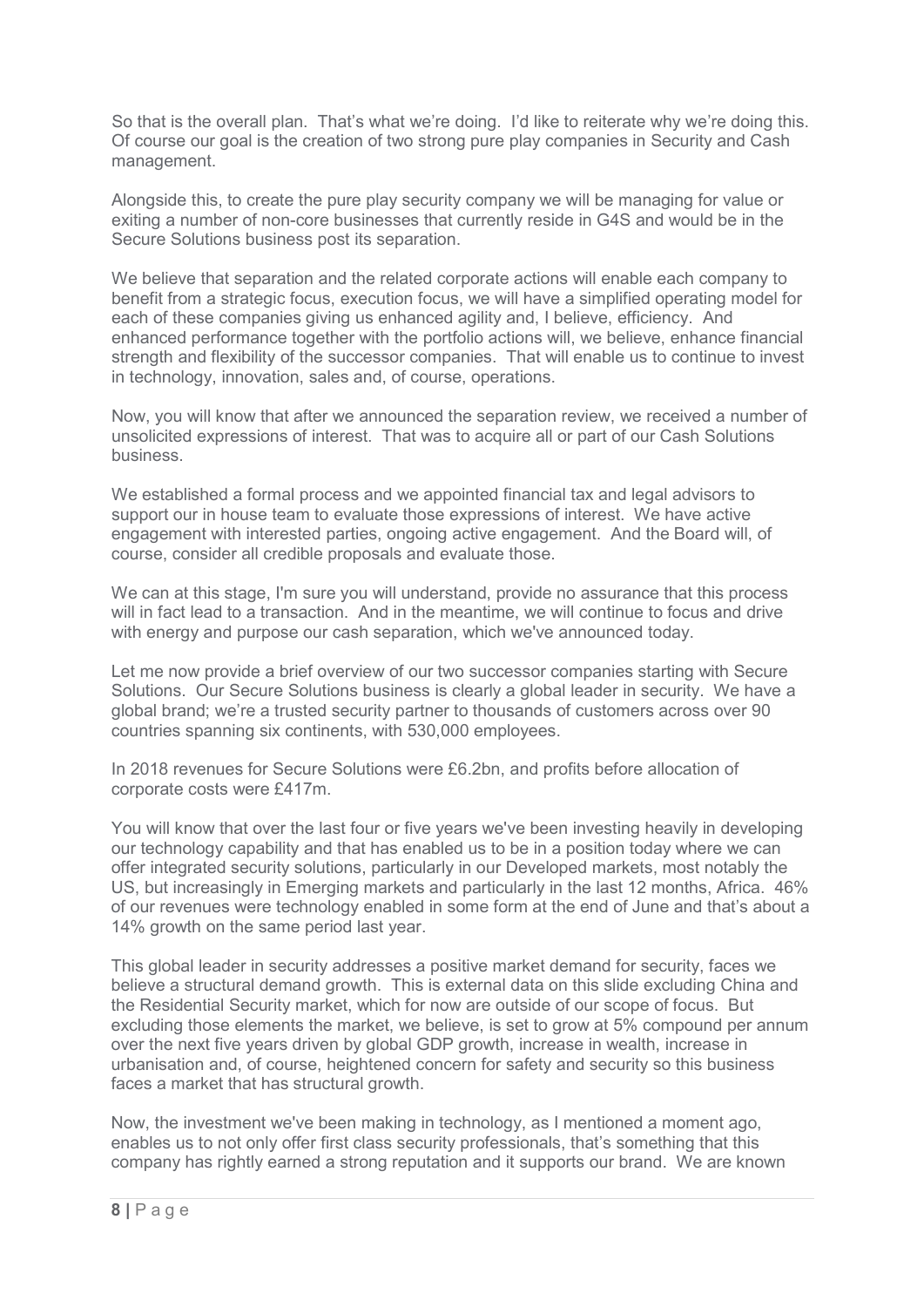So that is the overall plan. That's what we're doing. I'd like to reiterate why we're doing this. Of course our goal is the creation of two strong pure play companies in Security and Cash management.

Alongside this, to create the pure play security company we will be managing for value or exiting a number of non-core businesses that currently reside in G4S and would be in the Secure Solutions business post its separation.

We believe that separation and the related corporate actions will enable each company to benefit from a strategic focus, execution focus, we will have a simplified operating model for each of these companies giving us enhanced agility and, I believe, efficiency. And enhanced performance together with the portfolio actions will, we believe, enhance financial strength and flexibility of the successor companies. That will enable us to continue to invest in technology, innovation, sales and, of course, operations.

Now, you will know that after we announced the separation review, we received a number of unsolicited expressions of interest. That was to acquire all or part of our Cash Solutions business.

We established a formal process and we appointed financial tax and legal advisors to support our in house team to evaluate those expressions of interest. We have active engagement with interested parties, ongoing active engagement. And the Board will, of course, consider all credible proposals and evaluate those.

We can at this stage, I'm sure you will understand, provide no assurance that this process will in fact lead to a transaction. And in the meantime, we will continue to focus and drive with energy and purpose our cash separation, which we've announced today.

Let me now provide a brief overview of our two successor companies starting with Secure Solutions. Our Secure Solutions business is clearly a global leader in security. We have a global brand; we're a trusted security partner to thousands of customers across over 90 countries spanning six continents, with 530,000 employees.

In 2018 revenues for Secure Solutions were £6.2bn, and profits before allocation of corporate costs were £417m.

You will know that over the last four or five years we've been investing heavily in developing our technology capability and that has enabled us to be in a position today where we can offer integrated security solutions, particularly in our Developed markets, most notably the US, but increasingly in Emerging markets and particularly in the last 12 months, Africa. 46% of our revenues were technology enabled in some form at the end of June and that's about a 14% growth on the same period last year.

This global leader in security addresses a positive market demand for security, faces we believe a structural demand growth. This is external data on this slide excluding China and the Residential Security market, which for now are outside of our scope of focus. But excluding those elements the market, we believe, is set to grow at 5% compound per annum over the next five years driven by global GDP growth, increase in wealth, increase in urbanisation and, of course, heightened concern for safety and security so this business faces a market that has structural growth.

Now, the investment we've been making in technology, as I mentioned a moment ago, enables us to not only offer first class security professionals, that's something that this company has rightly earned a strong reputation and it supports our brand. We are known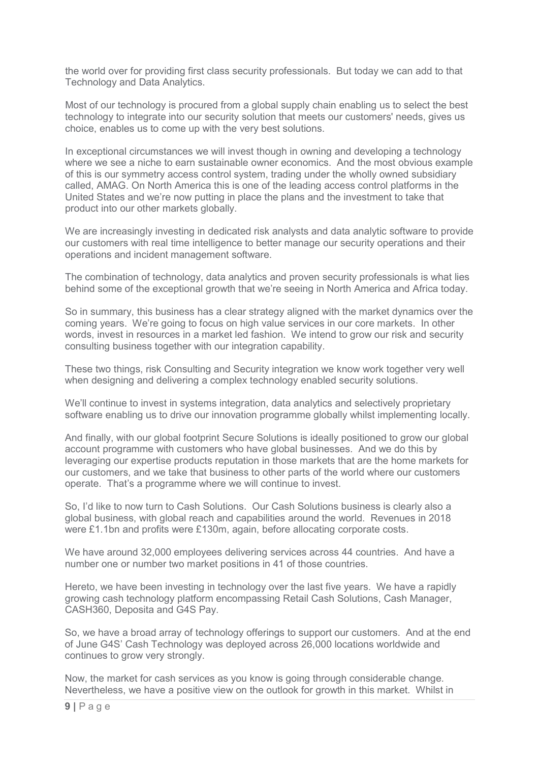the world over for providing first class security professionals. But today we can add to that Technology and Data Analytics.

Most of our technology is procured from a global supply chain enabling us to select the best technology to integrate into our security solution that meets our customers' needs, gives us choice, enables us to come up with the very best solutions.

In exceptional circumstances we will invest though in owning and developing a technology where we see a niche to earn sustainable owner economics. And the most obvious example of this is our symmetry access control system, trading under the wholly owned subsidiary called, AMAG. On North America this is one of the leading access control platforms in the United States and we're now putting in place the plans and the investment to take that product into our other markets globally.

We are increasingly investing in dedicated risk analysts and data analytic software to provide our customers with real time intelligence to better manage our security operations and their operations and incident management software.

The combination of technology, data analytics and proven security professionals is what lies behind some of the exceptional growth that we're seeing in North America and Africa today.

So in summary, this business has a clear strategy aligned with the market dynamics over the coming years. We're going to focus on high value services in our core markets. In other words, invest in resources in a market led fashion. We intend to grow our risk and security consulting business together with our integration capability.

These two things, risk Consulting and Security integration we know work together very well when designing and delivering a complex technology enabled security solutions.

We'll continue to invest in systems integration, data analytics and selectively proprietary software enabling us to drive our innovation programme globally whilst implementing locally.

And finally, with our global footprint Secure Solutions is ideally positioned to grow our global account programme with customers who have global businesses. And we do this by leveraging our expertise products reputation in those markets that are the home markets for our customers, and we take that business to other parts of the world where our customers operate. That's a programme where we will continue to invest.

So, I'd like to now turn to Cash Solutions. Our Cash Solutions business is clearly also a global business, with global reach and capabilities around the world. Revenues in 2018 were £1.1bn and profits were £130m, again, before allocating corporate costs.

We have around 32,000 employees delivering services across 44 countries. And have a number one or number two market positions in 41 of those countries.

Hereto, we have been investing in technology over the last five years. We have a rapidly growing cash technology platform encompassing Retail Cash Solutions, Cash Manager, CASH360, Deposita and G4S Pay.

So, we have a broad array of technology offerings to support our customers. And at the end of June G4S' Cash Technology was deployed across 26,000 locations worldwide and continues to grow very strongly.

Now, the market for cash services as you know is going through considerable change. Nevertheless, we have a positive view on the outlook for growth in this market. Whilst in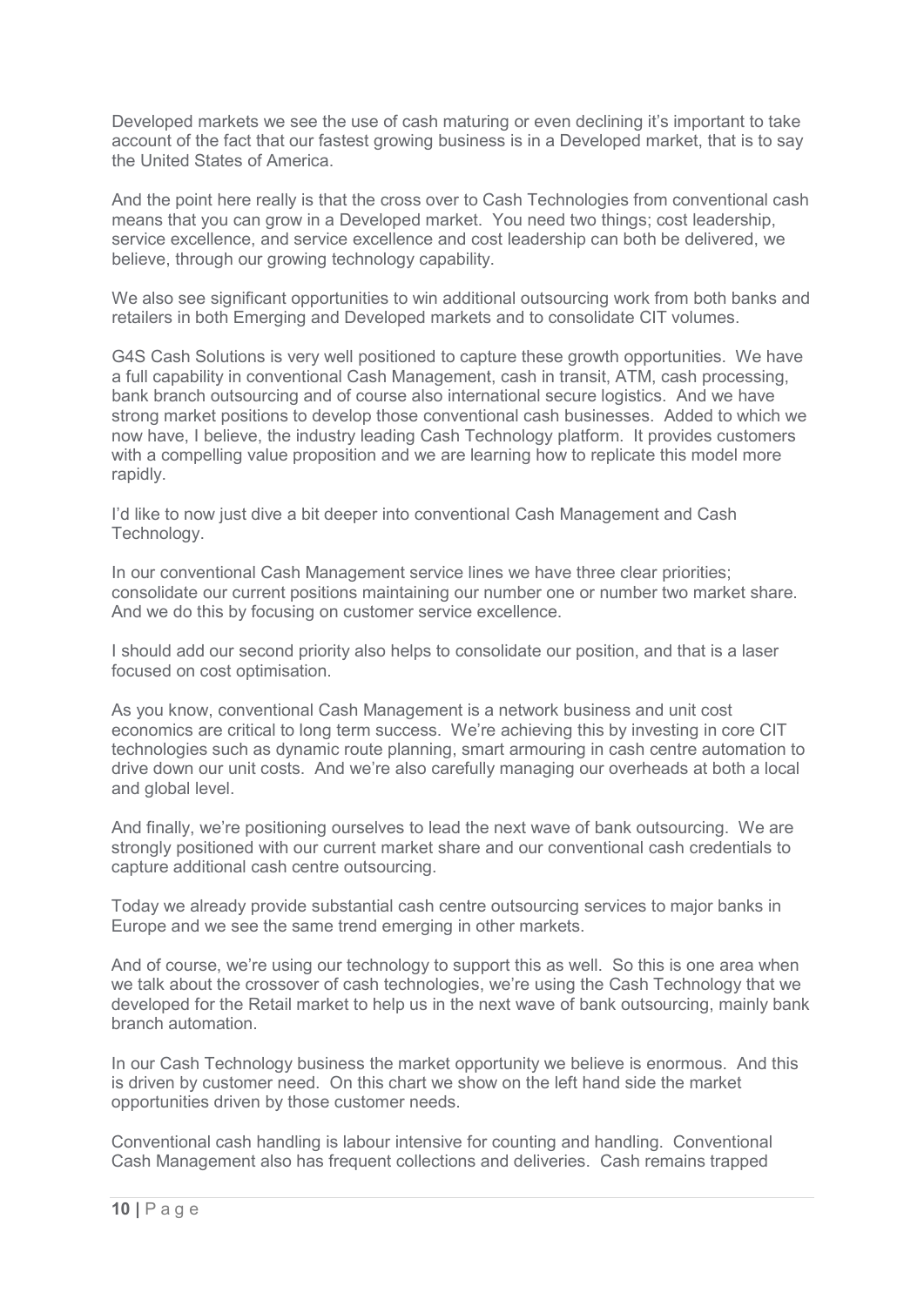Developed markets we see the use of cash maturing or even declining it's important to take account of the fact that our fastest growing business is in a Developed market, that is to say the United States of America.

And the point here really is that the cross over to Cash Technologies from conventional cash means that you can grow in a Developed market. You need two things; cost leadership, service excellence, and service excellence and cost leadership can both be delivered, we believe, through our growing technology capability.

We also see significant opportunities to win additional outsourcing work from both banks and retailers in both Emerging and Developed markets and to consolidate CIT volumes.

G4S Cash Solutions is very well positioned to capture these growth opportunities. We have a full capability in conventional Cash Management, cash in transit, ATM, cash processing, bank branch outsourcing and of course also international secure logistics. And we have strong market positions to develop those conventional cash businesses. Added to which we now have, I believe, the industry leading Cash Technology platform. It provides customers with a compelling value proposition and we are learning how to replicate this model more rapidly.

I'd like to now just dive a bit deeper into conventional Cash Management and Cash Technology.

In our conventional Cash Management service lines we have three clear priorities; consolidate our current positions maintaining our number one or number two market share. And we do this by focusing on customer service excellence.

I should add our second priority also helps to consolidate our position, and that is a laser focused on cost optimisation.

As you know, conventional Cash Management is a network business and unit cost economics are critical to long term success. We're achieving this by investing in core CIT technologies such as dynamic route planning, smart armouring in cash centre automation to drive down our unit costs. And we're also carefully managing our overheads at both a local and global level.

And finally, we're positioning ourselves to lead the next wave of bank outsourcing. We are strongly positioned with our current market share and our conventional cash credentials to capture additional cash centre outsourcing.

Today we already provide substantial cash centre outsourcing services to major banks in Europe and we see the same trend emerging in other markets.

And of course, we're using our technology to support this as well. So this is one area when we talk about the crossover of cash technologies, we're using the Cash Technology that we developed for the Retail market to help us in the next wave of bank outsourcing, mainly bank branch automation.

In our Cash Technology business the market opportunity we believe is enormous. And this is driven by customer need. On this chart we show on the left hand side the market opportunities driven by those customer needs.

Conventional cash handling is labour intensive for counting and handling. Conventional Cash Management also has frequent collections and deliveries. Cash remains trapped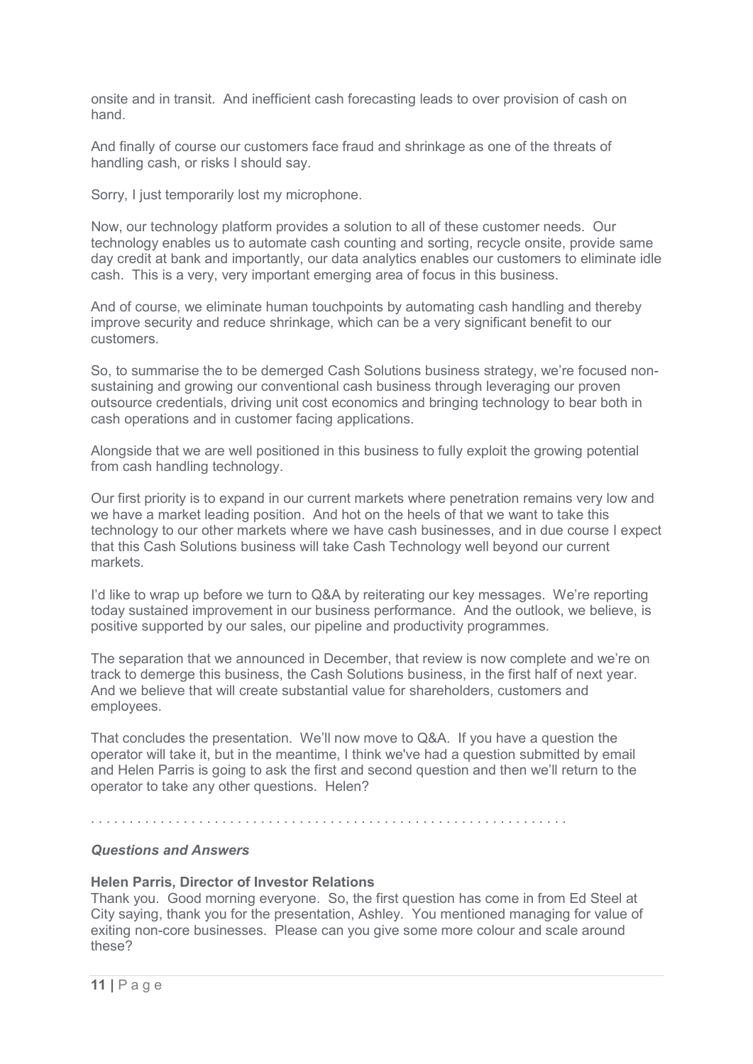onsite and in transit. And inefficient cash forecasting leads to over provision of cash on hand.

And finally of course our customers face fraud and shrinkage as one of the threats of handling cash, or risks I should say.

Sorry, I just temporarily lost my microphone.

Now, our technology platform provides a solution to all of these customer needs. Our technology enables us to automate cash counting and sorting, recycle onsite, provide same day credit at bank and importantly, our data analytics enables our customers to eliminate idle cash. This is a very, very important emerging area of focus in this business.

And of course, we eliminate human touchpoints by automating cash handling and thereby improve security and reduce shrinkage, which can be a very significant benefit to our customers.

So, to summarise the to be demerged Cash Solutions business strategy, we're focused non-sustaining and growing our conventional cash business through leveraging our proven outsource credentials, driving unit cost economics and bringing technology to bear both in cash operations and in customer facing applications.

Alongside that we are well positioned in this business to fully exploit the growing potential from cash handling technology.

Our first priority is to expand in our current markets where penetration remains very low and we have a market leading position. And hot on the heels of that we want to take this technology to our other markets where we have cash businesses, and in due course I expect that this Cash Solutions business will take Cash Technology well beyond our current markets.

I'd like to wrap up before we turn to Q&A by reiterating our key messages. We're reporting today sustained improvement in our business performance. And the outlook, we believe, is positive supported by our sales, our pipeline and productivity programmes.

The separation that we announced in December, that review is now complete and we're on track to demerge this business, the Cash Solutions business, in the first half of next year. And we believe that will create substantial value for shareholders, customers and employees.

That concludes the presentation. We'll now move to Q&A. If you have a question the operator will take it, but in the meantime, I think we've had a question submitted by email and Helen Parris is going to ask the first and second question and then we'll return to the operator to take any other questions. Helen?

. . . . . . . . . . . . . . . . . . . . . . . . . . . . . . . . . . . . . . . . . . . . . . . . . . . . . . . . . . . . .

### *Questions and Answers*

**Helen Parris, Director of Investor Relations**
Thank you. Good morning everyone. So, the first question has come in from Ed Steel at City saying, thank you for the presentation, Ashley. You mentioned managing for value of exiting non-core businesses. Please can you give some more colour and scale around these?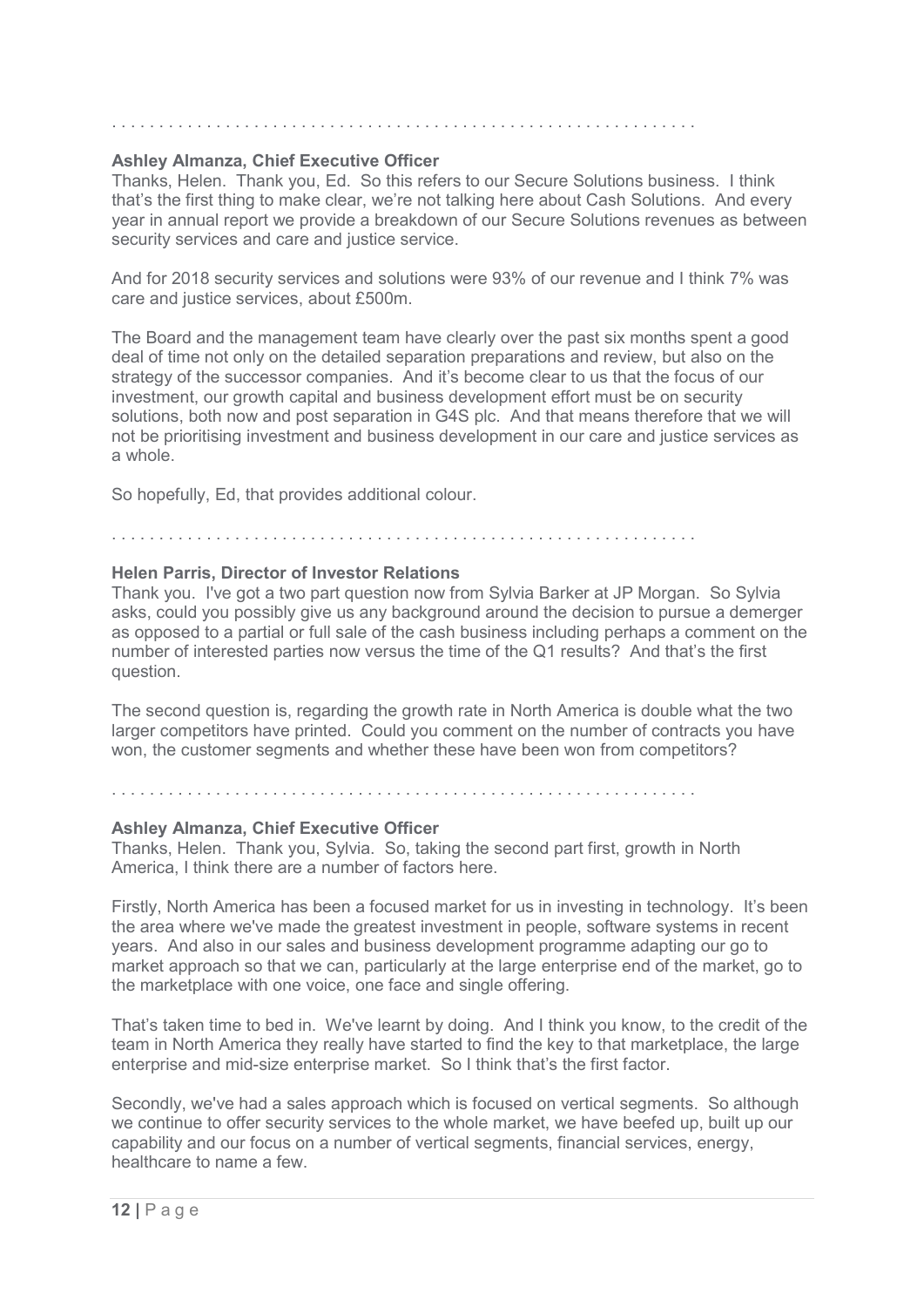. . . . . . . . . . . . . . . . . . . . . . . . . . . . . . . . . . . . . . . . . . . . . . . . . . . . . . . . . . . . . . .

**Ashley Almanza, Chief Executive Officer**
Thanks, Helen. Thank you, Ed. So this refers to our Secure Solutions business. I think that's the first thing to make clear, we're not talking here about Cash Solutions. And every year in annual report we provide a breakdown of our Secure Solutions revenues as between security services and care and justice service.

And for 2018 security services and solutions were 93% of our revenue and I think 7% was care and justice services, about £500m.

The Board and the management team have clearly over the past six months spent a good deal of time not only on the detailed separation preparations and review, but also on the strategy of the successor companies. And it's become clear to us that the focus of our investment, our growth capital and business development effort must be on security solutions, both now and post separation in G4S plc. And that means therefore that we will not be prioritising investment and business development in our care and justice services as a whole.

So hopefully, Ed, that provides additional colour.

. . . . . . . . . . . . . . . . . . . . . . . . . . . . . . . . . . . . . . . . . . . . . . . . . . . . . . . . . . . . . . .

**Helen Parris, Director of Investor Relations**
Thank you. I've got a two part question now from Sylvia Barker at JP Morgan. So Sylvia asks, could you possibly give us any background around the decision to pursue a demerger as opposed to a partial or full sale of the cash business including perhaps a comment on the number of interested parties now versus the time of the Q1 results? And that's the first question.

The second question is, regarding the growth rate in North America is double what the two larger competitors have printed. Could you comment on the number of contracts you have won, the customer segments and whether these have been won from competitors?

. . . . . . . . . . . . . . . . . . . . . . . . . . . . . . . . . . . . . . . . . . . . . . . . . . . . . . . . . . . . . . .

**Ashley Almanza, Chief Executive Officer**
Thanks, Helen. Thank you, Sylvia. So, taking the second part first, growth in North America, I think there are a number of factors here.

Firstly, North America has been a focused market for us in investing in technology. It's been the area where we've made the greatest investment in people, software systems in recent years. And also in our sales and business development programme adapting our go to market approach so that we can, particularly at the large enterprise end of the market, go to the marketplace with one voice, one face and single offering.

That's taken time to bed in. We've learnt by doing. And I think you know, to the credit of the team in North America they really have started to find the key to that marketplace, the large enterprise and mid-size enterprise market. So I think that's the first factor.

Secondly, we've had a sales approach which is focused on vertical segments. So although we continue to offer security services to the whole market, we have beefed up, built up our capability and our focus on a number of vertical segments, financial services, energy, healthcare to name a few.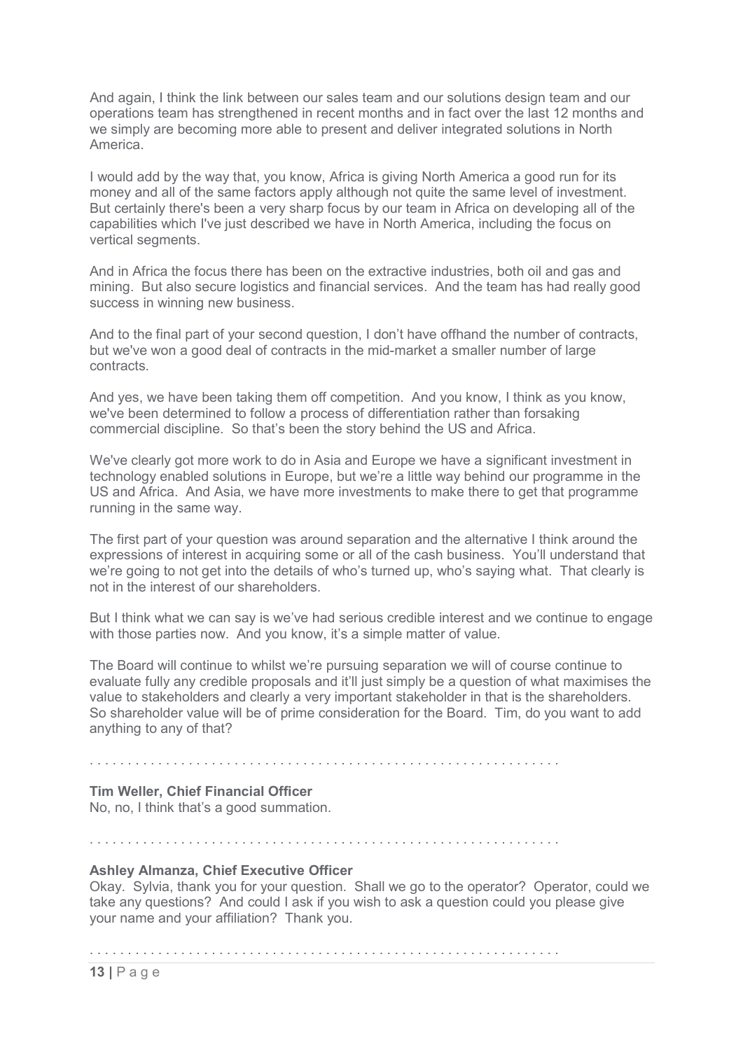And again, I think the link between our sales team and our solutions design team and our operations team has strengthened in recent months and in fact over the last 12 months and we simply are becoming more able to present and deliver integrated solutions in North America.

I would add by the way that, you know, Africa is giving North America a good run for its money and all of the same factors apply although not quite the same level of investment. But certainly there's been a very sharp focus by our team in Africa on developing all of the capabilities which I've just described we have in North America, including the focus on vertical segments.

And in Africa the focus there has been on the extractive industries, both oil and gas and mining. But also secure logistics and financial services. And the team has had really good success in winning new business.

And to the final part of your second question, I don't have offhand the number of contracts, but we've won a good deal of contracts in the mid-market a smaller number of large contracts.

And yes, we have been taking them off competition. And you know, I think as you know, we've been determined to follow a process of differentiation rather than forsaking commercial discipline. So that's been the story behind the US and Africa.

We've clearly got more work to do in Asia and Europe we have a significant investment in technology enabled solutions in Europe, but we're a little way behind our programme in the US and Africa. And Asia, we have more investments to make there to get that programme running in the same way.

The first part of your question was around separation and the alternative I think around the expressions of interest in acquiring some or all of the cash business. You'll understand that we're going to not get into the details of who's turned up, who's saying what. That clearly is not in the interest of our shareholders.

But I think what we can say is we've had serious credible interest and we continue to engage with those parties now. And you know, it's a simple matter of value.

The Board will continue to whilst we're pursuing separation we will of course continue to evaluate fully any credible proposals and it'll just simply be a question of what maximises the value to stakeholders and clearly a very important stakeholder in that is the shareholders. So shareholder value will be of prime consideration for the Board. Tim, do you want to add anything to any of that?

. . . . . . . . . . . . . . . . . . . . . . . . . . . . . . . . . . . . . . . . . . . . . . . . . . . . . . . . . . . . .

**Tim Weller, Chief Financial Officer**
No, no, I think that's a good summation.

. . . . . . . . . . . . . . . . . . . . . . . . . . . . . . . . . . . . . . . . . . . . . . . . . . . . . . . . . . . . .

**Ashley Almanza, Chief Executive Officer**
Okay. Sylvia, thank you for your question. Shall we go to the operator? Operator, could we take any questions? And could I ask if you wish to ask a question could you please give your name and your affiliation? Thank you.

. . . . . . . . . . . . . . . . . . . . . . . . . . . . . . . . . . . . . . . . . . . . . . . . . . . . . . . . . . . . .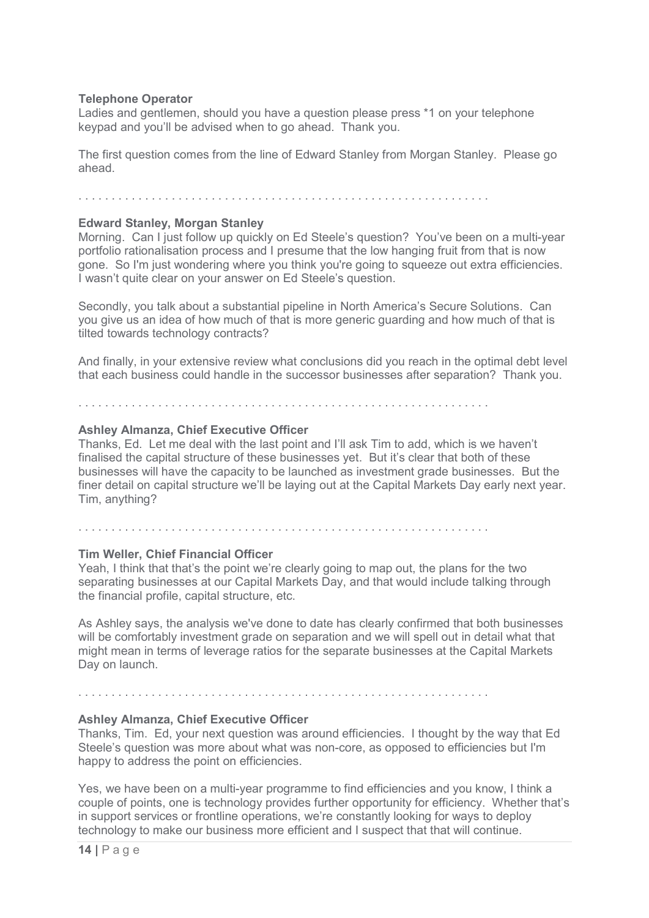**Telephone Operator**
Ladies and gentlemen, should you have a question please press *1 on your telephone keypad and you'll be advised when to go ahead. Thank you.

The first question comes from the line of Edward Stanley from Morgan Stanley. Please go ahead.

. . . . . . . . . . . . . . . . . . . . . . . . . . . . . . . . . . . . . . . . . . . . . . . . . . . . . . . . . . . . .

**Edward Stanley, Morgan Stanley**
Morning. Can I just follow up quickly on Ed Steele's question? You've been on a multi-year portfolio rationalisation process and I presume that the low hanging fruit from that is now gone. So I'm just wondering where you think you're going to squeeze out extra efficiencies. I wasn't quite clear on your answer on Ed Steele's question.

Secondly, you talk about a substantial pipeline in North America's Secure Solutions. Can you give us an idea of how much of that is more generic guarding and how much of that is tilted towards technology contracts?

And finally, in your extensive review what conclusions did you reach in the optimal debt level that each business could handle in the successor businesses after separation? Thank you.

. . . . . . . . . . . . . . . . . . . . . . . . . . . . . . . . . . . . . . . . . . . . . . . . . . . . . . . . . . . . .

**Ashley Almanza, Chief Executive Officer**
Thanks, Ed. Let me deal with the last point and I'll ask Tim to add, which is we haven't finalised the capital structure of these businesses yet. But it's clear that both of these businesses will have the capacity to be launched as investment grade businesses. But the finer detail on capital structure we'll be laying out at the Capital Markets Day early next year. Tim, anything?

. . . . . . . . . . . . . . . . . . . . . . . . . . . . . . . . . . . . . . . . . . . . . . . . . . . . . . . . . . . . .

**Tim Weller, Chief Financial Officer**
Yeah, I think that that's the point we're clearly going to map out, the plans for the two separating businesses at our Capital Markets Day, and that would include talking through the financial profile, capital structure, etc.

As Ashley says, the analysis we've done to date has clearly confirmed that both businesses will be comfortably investment grade on separation and we will spell out in detail what that might mean in terms of leverage ratios for the separate businesses at the Capital Markets Day on launch.

. . . . . . . . . . . . . . . . . . . . . . . . . . . . . . . . . . . . . . . . . . . . . . . . . . . . . . . . . . . . .

**Ashley Almanza, Chief Executive Officer**
Thanks, Tim. Ed, your next question was around efficiencies. I thought by the way that Ed Steele's question was more about what was non-core, as opposed to efficiencies but I'm happy to address the point on efficiencies.

Yes, we have been on a multi-year programme to find efficiencies and you know, I think a couple of points, one is technology provides further opportunity for efficiency. Whether that's in support services or frontline operations, we're constantly looking for ways to deploy technology to make our business more efficient and I suspect that that will continue.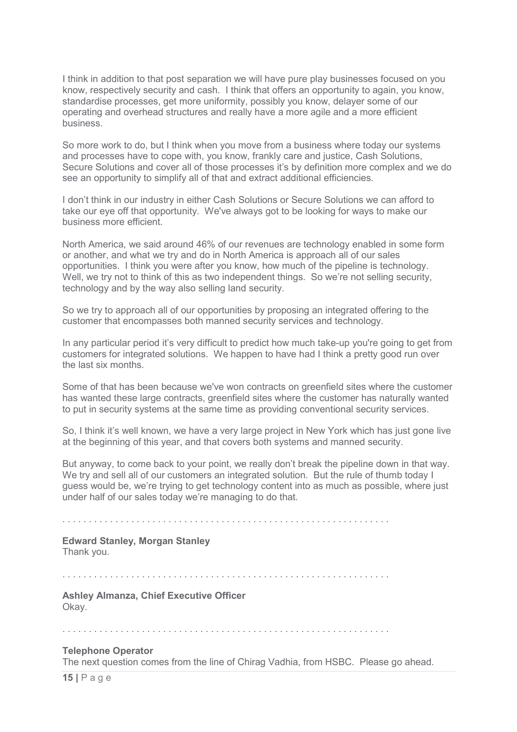I think in addition to that post separation we will have pure play businesses focused on you know, respectively security and cash. I think that offers an opportunity to again, you know, standardise processes, get more uniformity, possibly you know, delayer some of our operating and overhead structures and really have a more agile and a more efficient business.

So more work to do, but I think when you move from a business where today our systems and processes have to cope with, you know, frankly care and justice, Cash Solutions, Secure Solutions and cover all of those processes it's by definition more complex and we do see an opportunity to simplify all of that and extract additional efficiencies.

I don't think in our industry in either Cash Solutions or Secure Solutions we can afford to take our eye off that opportunity. We've always got to be looking for ways to make our business more efficient.

North America, we said around 46% of our revenues are technology enabled in some form or another, and what we try and do in North America is approach all of our sales opportunities. I think you were after you know, how much of the pipeline is technology. Well, we try not to think of this as two independent things. So we're not selling security, technology and by the way also selling land security.

So we try to approach all of our opportunities by proposing an integrated offering to the customer that encompasses both manned security services and technology.

In any particular period it's very difficult to predict how much take-up you're going to get from customers for integrated solutions. We happen to have had I think a pretty good run over the last six months.

Some of that has been because we've won contracts on greenfield sites where the customer has wanted these large contracts, greenfield sites where the customer has naturally wanted to put in security systems at the same time as providing conventional security services.

So, I think it's well known, we have a very large project in New York which has just gone live at the beginning of this year, and that covers both systems and manned security.

But anyway, to come back to your point, we really don't break the pipeline down in that way. We try and sell all of our customers an integrated solution. But the rule of thumb today I guess would be, we're trying to get technology content into as much as possible, where just under half of our sales today we're managing to do that.

. . . . . . . . . . . . . . . . . . . . . . . . . . . . . . . . . . . . . . . . . . . . . . . . . . . . . . . . . . . . .

**Edward Stanley, Morgan Stanley**
Thank you.

. . . . . . . . . . . . . . . . . . . . . . . . . . . . . . . . . . . . . . . . . . . . . . . . . . . . . . . . . . . . .

**Ashley Almanza, Chief Executive Officer**
Okay.

. . . . . . . . . . . . . . . . . . . . . . . . . . . . . . . . . . . . . . . . . . . . . . . . . . . . . . . . . . . . .

**Telephone Operator**
The next question comes from the line of Chirag Vadhia, from HSBC. Please go ahead.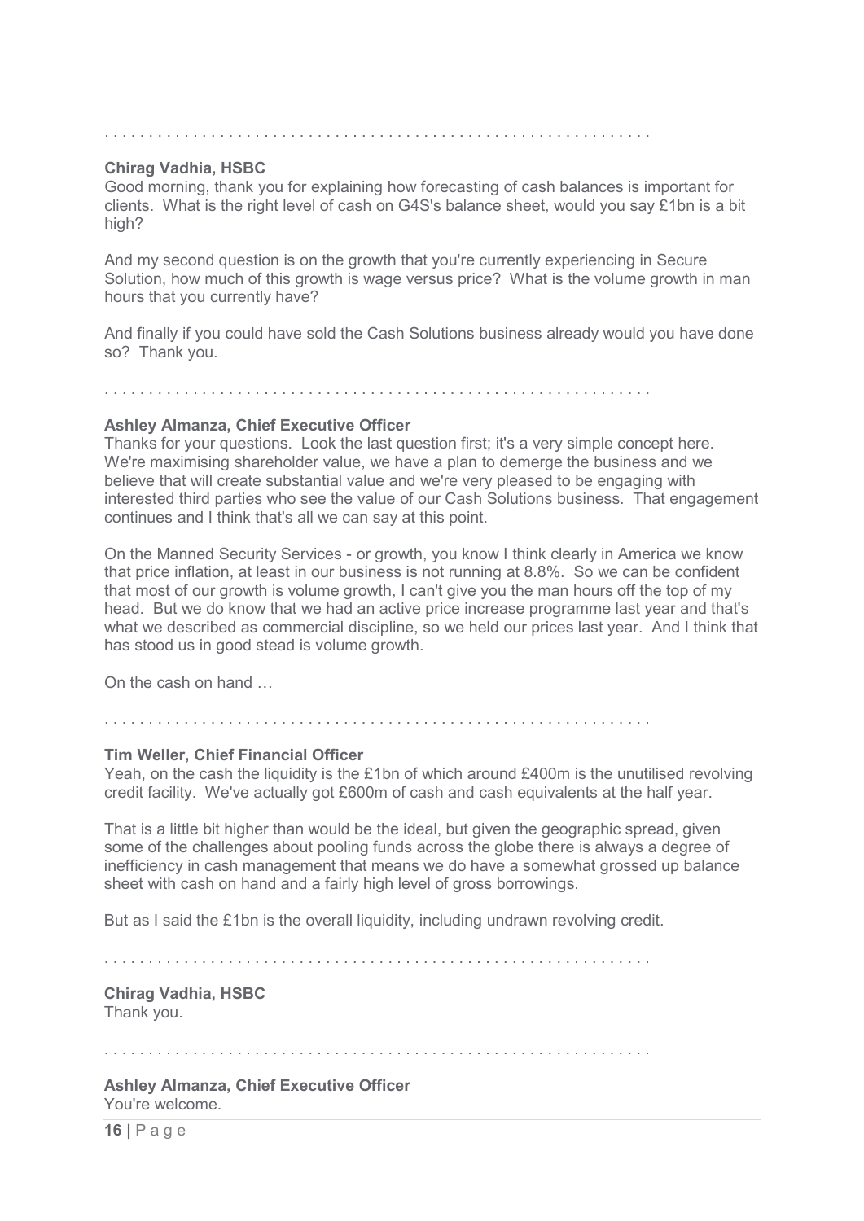. . . . . . . . . . . . . . . . . . . . . . . . . . . . . . . . . . . . . . . . . . . . . . . . . . . . . . . . . . . . . . .

**Chirag Vadhia, HSBC**
Good morning, thank you for explaining how forecasting of cash balances is important for clients. What is the right level of cash on G4S's balance sheet, would you say £1bn is a bit high?

And my second question is on the growth that you're currently experiencing in Secure Solution, how much of this growth is wage versus price? What is the volume growth in man hours that you currently have?

And finally if you could have sold the Cash Solutions business already would you have done so? Thank you.

. . . . . . . . . . . . . . . . . . . . . . . . . . . . . . . . . . . . . . . . . . . . . . . . . . . . . . . . . . . . . . .

**Ashley Almanza, Chief Executive Officer**
Thanks for your questions. Look the last question first; it's a very simple concept here. We're maximising shareholder value, we have a plan to demerge the business and we believe that will create substantial value and we're very pleased to be engaging with interested third parties who see the value of our Cash Solutions business. That engagement continues and I think that's all we can say at this point.

On the Manned Security Services - or growth, you know I think clearly in America we know that price inflation, at least in our business is not running at 8.8%. So we can be confident that most of our growth is volume growth, I can't give you the man hours off the top of my head. But we do know that we had an active price increase programme last year and that's what we described as commercial discipline, so we held our prices last year. And I think that has stood us in good stead is volume growth.

On the cash on hand …

. . . . . . . . . . . . . . . . . . . . . . . . . . . . . . . . . . . . . . . . . . . . . . . . . . . . . . . . . . . . . . .

**Tim Weller, Chief Financial Officer**
Yeah, on the cash the liquidity is the £1bn of which around £400m is the unutilised revolving credit facility. We've actually got £600m of cash and cash equivalents at the half year.

That is a little bit higher than would be the ideal, but given the geographic spread, given some of the challenges about pooling funds across the globe there is always a degree of inefficiency in cash management that means we do have a somewhat grossed up balance sheet with cash on hand and a fairly high level of gross borrowings.

But as I said the £1bn is the overall liquidity, including undrawn revolving credit.

. . . . . . . . . . . . . . . . . . . . . . . . . . . . . . . . . . . . . . . . . . . . . . . . . . . . . . . . . . . . . . .

**Chirag Vadhia, HSBC**
Thank you.

. . . . . . . . . . . . . . . . . . . . . . . . . . . . . . . . . . . . . . . . . . . . . . . . . . . . . . . . . . . . . . .

**Ashley Almanza, Chief Executive Officer**
You're welcome.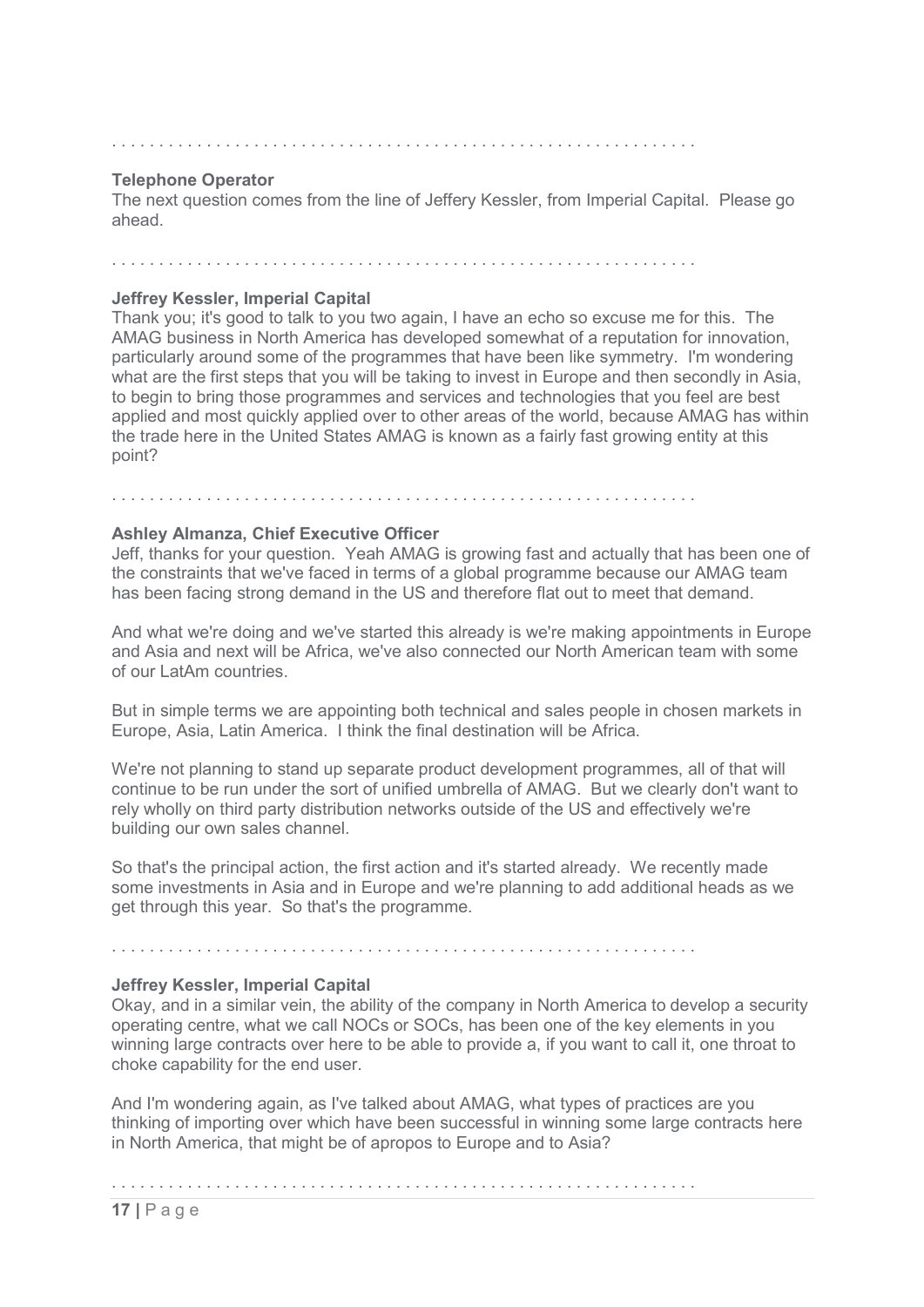. . . . . . . . . . . . . . . . . . . . . . . . . . . . . . . . . . . . . . . . . . . . . . . . . . . . . . . . . . . . . . .

**Telephone Operator**

The next question comes from the line of Jeffery Kessler, from Imperial Capital. Please go ahead.

. . . . . . . . . . . . . . . . . . . . . . . . . . . . . . . . . . . . . . . . . . . . . . . . . . . . . . . . . . . . . . .

**Jeffrey Kessler, Imperial Capital**

Thank you; it's good to talk to you two again, I have an echo so excuse me for this. The AMAG business in North America has developed somewhat of a reputation for innovation, particularly around some of the programmes that have been like symmetry. I'm wondering what are the first steps that you will be taking to invest in Europe and then secondly in Asia, to begin to bring those programmes and services and technologies that you feel are best applied and most quickly applied over to other areas of the world, because AMAG has within the trade here in the United States AMAG is known as a fairly fast growing entity at this point?

. . . . . . . . . . . . . . . . . . . . . . . . . . . . . . . . . . . . . . . . . . . . . . . . . . . . . . . . . . . . . . .

**Ashley Almanza, Chief Executive Officer**

Jeff, thanks for your question. Yeah AMAG is growing fast and actually that has been one of the constraints that we've faced in terms of a global programme because our AMAG team has been facing strong demand in the US and therefore flat out to meet that demand.

And what we're doing and we've started this already is we're making appointments in Europe and Asia and next will be Africa, we've also connected our North American team with some of our LatAm countries.

But in simple terms we are appointing both technical and sales people in chosen markets in Europe, Asia, Latin America. I think the final destination will be Africa.

We're not planning to stand up separate product development programmes, all of that will continue to be run under the sort of unified umbrella of AMAG. But we clearly don't want to rely wholly on third party distribution networks outside of the US and effectively we're building our own sales channel.

So that's the principal action, the first action and it's started already. We recently made some investments in Asia and in Europe and we're planning to add additional heads as we get through this year. So that's the programme.

. . . . . . . . . . . . . . . . . . . . . . . . . . . . . . . . . . . . . . . . . . . . . . . . . . . . . . . . . . . . . . .

**Jeffrey Kessler, Imperial Capital**

Okay, and in a similar vein, the ability of the company in North America to develop a security operating centre, what we call NOCs or SOCs, has been one of the key elements in you winning large contracts over here to be able to provide a, if you want to call it, one throat to choke capability for the end user.

And I'm wondering again, as I've talked about AMAG, what types of practices are you thinking of importing over which have been successful in winning some large contracts here in North America, that might be of apropos to Europe and to Asia?

. . . . . . . . . . . . . . . . . . . . . . . . . . . . . . . . . . . . . . . . . . . . . . . . . . . . . . . . . . . . . . .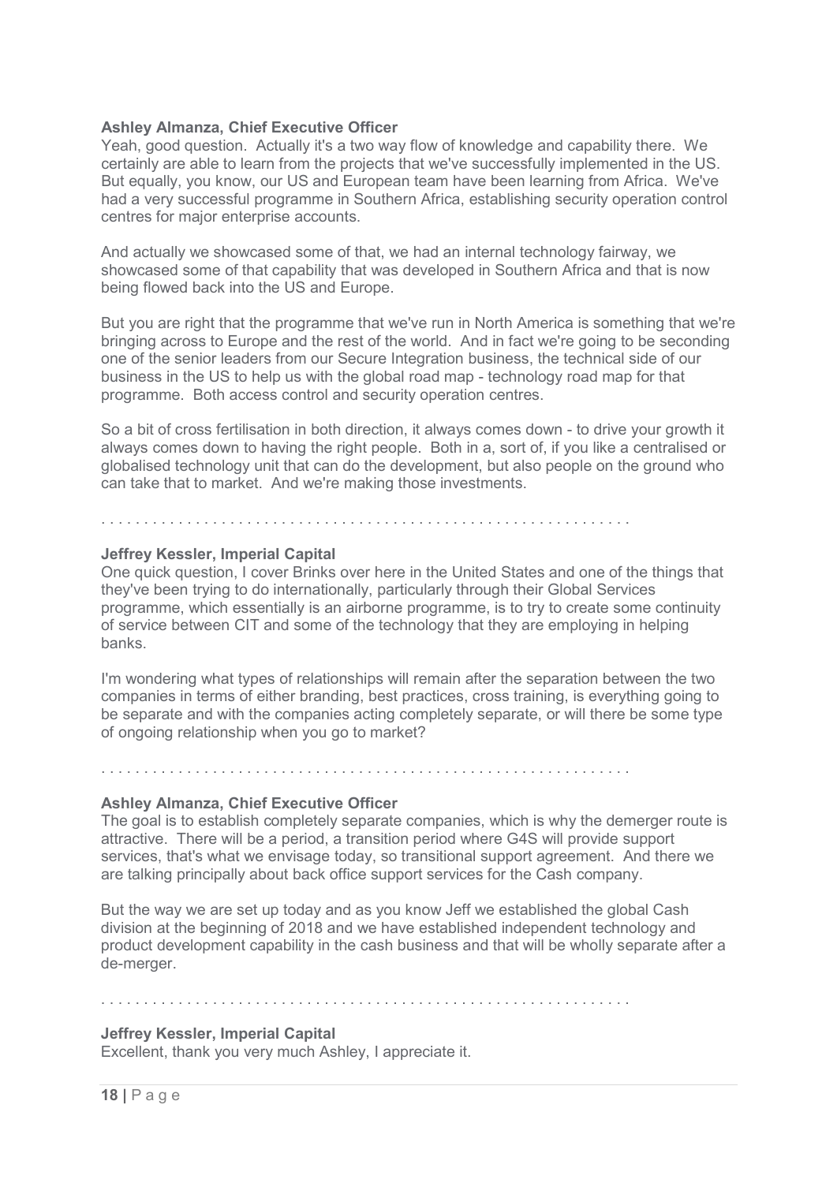**Ashley Almanza, Chief Executive Officer**
Yeah, good question. Actually it's a two way flow of knowledge and capability there. We certainly are able to learn from the projects that we've successfully implemented in the US. But equally, you know, our US and European team have been learning from Africa. We've had a very successful programme in Southern Africa, establishing security operation control centres for major enterprise accounts.

And actually we showcased some of that, we had an internal technology fairway, we showcased some of that capability that was developed in Southern Africa and that is now being flowed back into the US and Europe.

But you are right that the programme that we've run in North America is something that we're bringing across to Europe and the rest of the world. And in fact we're going to be seconding one of the senior leaders from our Secure Integration business, the technical side of our business in the US to help us with the global road map - technology road map for that programme. Both access control and security operation centres.

So a bit of cross fertilisation in both direction, it always comes down - to drive your growth it always comes down to having the right people. Both in a, sort of, if you like a centralised or globalised technology unit that can do the development, but also people on the ground who can take that to market. And we're making those investments.

. . . . . . . . . . . . . . . . . . . . . . . . . . . . . . . . . . . . . . . . . . . . . . . . . . . . . . . . . . . . .

**Jeffrey Kessler, Imperial Capital**
One quick question, I cover Brinks over here in the United States and one of the things that they've been trying to do internationally, particularly through their Global Services programme, which essentially is an airborne programme, is to try to create some continuity of service between CIT and some of the technology that they are employing in helping banks.

I'm wondering what types of relationships will remain after the separation between the two companies in terms of either branding, best practices, cross training, is everything going to be separate and with the companies acting completely separate, or will there be some type of ongoing relationship when you go to market?

. . . . . . . . . . . . . . . . . . . . . . . . . . . . . . . . . . . . . . . . . . . . . . . . . . . . . . . . . . . . .

**Ashley Almanza, Chief Executive Officer**
The goal is to establish completely separate companies, which is why the demerger route is attractive. There will be a period, a transition period where G4S will provide support services, that's what we envisage today, so transitional support agreement. And there we are talking principally about back office support services for the Cash company.

But the way we are set up today and as you know Jeff we established the global Cash division at the beginning of 2018 and we have established independent technology and product development capability in the cash business and that will be wholly separate after a de-merger.

. . . . . . . . . . . . . . . . . . . . . . . . . . . . . . . . . . . . . . . . . . . . . . . . . . . . . . . . . . . . .

**Jeffrey Kessler, Imperial Capital**
Excellent, thank you very much Ashley, I appreciate it.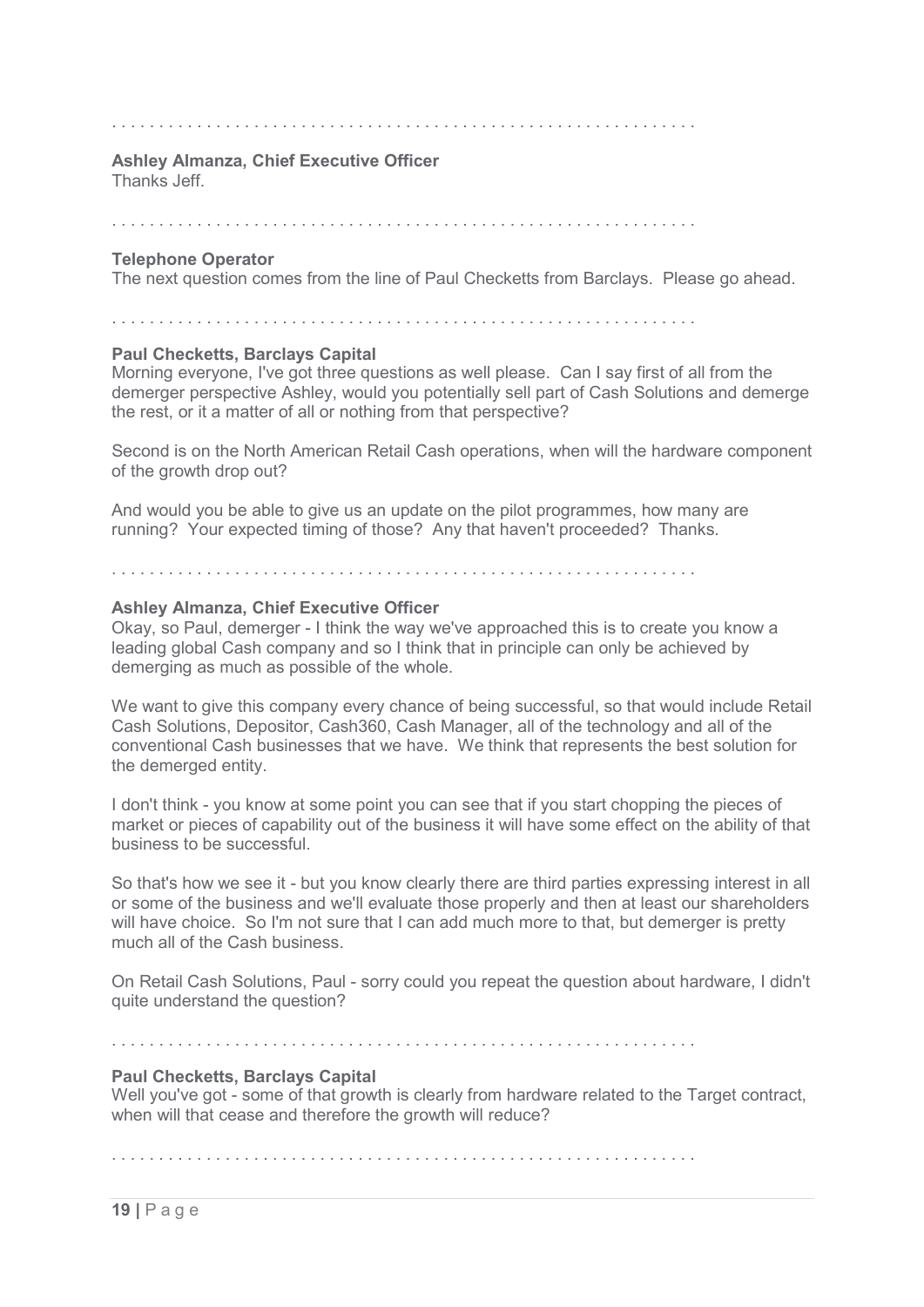. . . . . . . . . . . . . . . . . . . . . . . . . . . . . . . . . . . . . . . . . . . . . . . . . . . . . . . . . . . . . . .

**Ashley Almanza, Chief Executive Officer**
Thanks Jeff.

. . . . . . . . . . . . . . . . . . . . . . . . . . . . . . . . . . . . . . . . . . . . . . . . . . . . . . . . . . . . . . .

**Telephone Operator**
The next question comes from the line of Paul Checketts from Barclays. Please go ahead.

. . . . . . . . . . . . . . . . . . . . . . . . . . . . . . . . . . . . . . . . . . . . . . . . . . . . . . . . . . . . . . .

**Paul Checketts, Barclays Capital**
Morning everyone, I've got three questions as well please. Can I say first of all from the demerger perspective Ashley, would you potentially sell part of Cash Solutions and demerge the rest, or it a matter of all or nothing from that perspective?

Second is on the North American Retail Cash operations, when will the hardware component of the growth drop out?

And would you be able to give us an update on the pilot programmes, how many are running? Your expected timing of those? Any that haven't proceeded? Thanks.

. . . . . . . . . . . . . . . . . . . . . . . . . . . . . . . . . . . . . . . . . . . . . . . . . . . . . . . . . . . . . . .

**Ashley Almanza, Chief Executive Officer**
Okay, so Paul, demerger - I think the way we've approached this is to create you know a leading global Cash company and so I think that in principle can only be achieved by demerging as much as possible of the whole.

We want to give this company every chance of being successful, so that would include Retail Cash Solutions, Depositor, Cash360, Cash Manager, all of the technology and all of the conventional Cash businesses that we have. We think that represents the best solution for the demerged entity.

I don't think - you know at some point you can see that if you start chopping the pieces of market or pieces of capability out of the business it will have some effect on the ability of that business to be successful.

So that's how we see it - but you know clearly there are third parties expressing interest in all or some of the business and we'll evaluate those properly and then at least our shareholders will have choice. So I'm not sure that I can add much more to that, but demerger is pretty much all of the Cash business.

On Retail Cash Solutions, Paul - sorry could you repeat the question about hardware, I didn't quite understand the question?

. . . . . . . . . . . . . . . . . . . . . . . . . . . . . . . . . . . . . . . . . . . . . . . . . . . . . . . . . . . . . . .

**Paul Checketts, Barclays Capital**
Well you've got - some of that growth is clearly from hardware related to the Target contract, when will that cease and therefore the growth will reduce?

. . . . . . . . . . . . . . . . . . . . . . . . . . . . . . . . . . . . . . . . . . . . . . . . . . . . . . . . . . . . . . .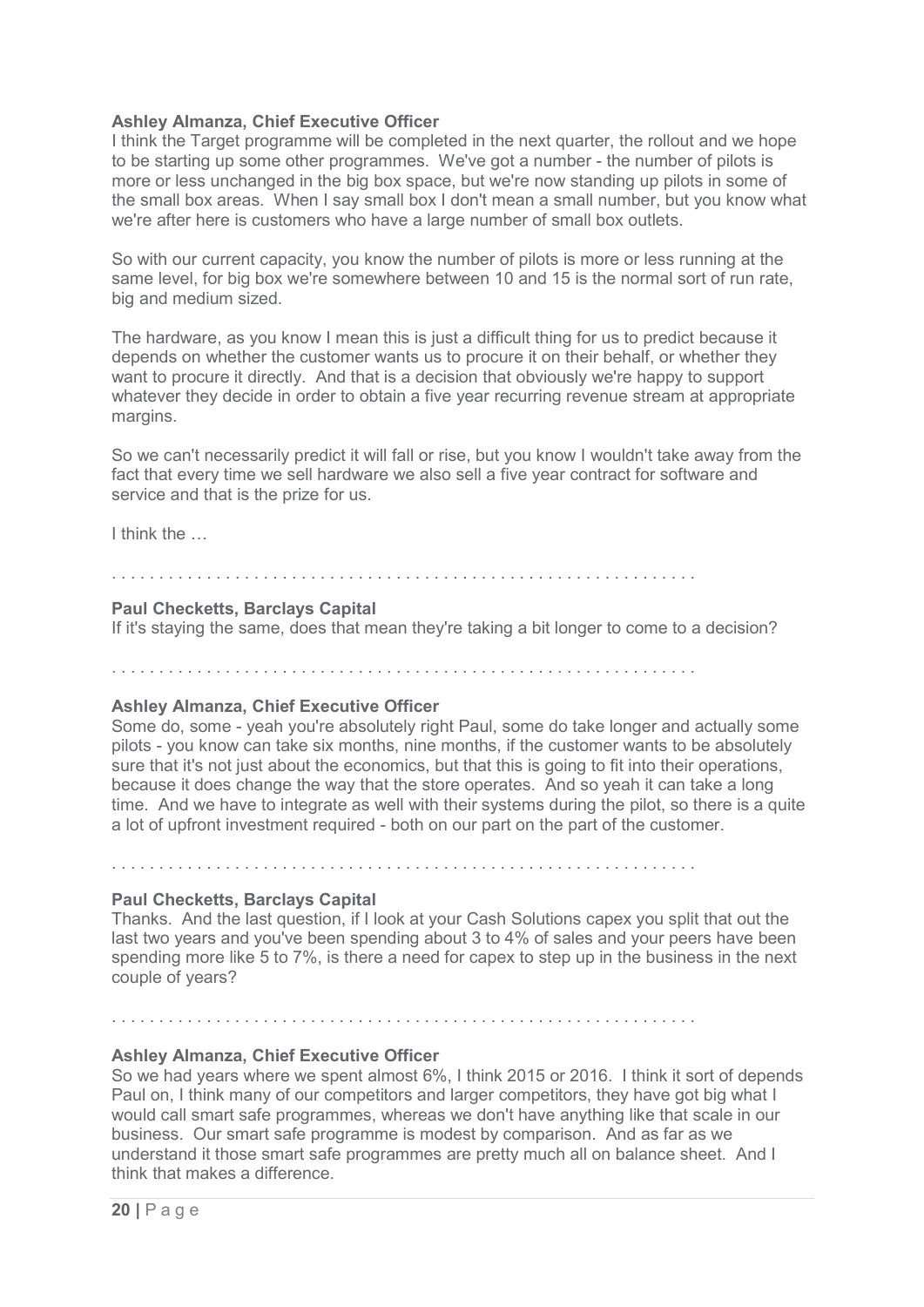**Ashley Almanza, Chief Executive Officer**
I think the Target programme will be completed in the next quarter, the rollout and we hope to be starting up some other programmes. We've got a number - the number of pilots is more or less unchanged in the big box space, but we're now standing up pilots in some of the small box areas. When I say small box I don't mean a small number, but you know what we're after here is customers who have a large number of small box outlets.

So with our current capacity, you know the number of pilots is more or less running at the same level, for big box we're somewhere between 10 and 15 is the normal sort of run rate, big and medium sized.

The hardware, as you know I mean this is just a difficult thing for us to predict because it depends on whether the customer wants us to procure it on their behalf, or whether they want to procure it directly. And that is a decision that obviously we're happy to support whatever they decide in order to obtain a five year recurring revenue stream at appropriate margins.

So we can't necessarily predict it will fall or rise, but you know I wouldn't take away from the fact that every time we sell hardware we also sell a five year contract for software and service and that is the prize for us.

I think the …

. . . . . . . . . . . . . . . . . . . . . . . . . . . . . . . . . . . . . . . . . . . . . . . . . . . . . . . . . . . . . .

**Paul Checketts, Barclays Capital**
If it's staying the same, does that mean they're taking a bit longer to come to a decision?

. . . . . . . . . . . . . . . . . . . . . . . . . . . . . . . . . . . . . . . . . . . . . . . . . . . . . . . . . . . . . .

**Ashley Almanza, Chief Executive Officer**
Some do, some - yeah you're absolutely right Paul, some do take longer and actually some pilots - you know can take six months, nine months, if the customer wants to be absolutely sure that it's not just about the economics, but that this is going to fit into their operations, because it does change the way that the store operates. And so yeah it can take a long time. And we have to integrate as well with their systems during the pilot, so there is a quite a lot of upfront investment required - both on our part on the part of the customer.

. . . . . . . . . . . . . . . . . . . . . . . . . . . . . . . . . . . . . . . . . . . . . . . . . . . . . . . . . . . . . .

**Paul Checketts, Barclays Capital**
Thanks. And the last question, if I look at your Cash Solutions capex you split that out the last two years and you've been spending about 3 to 4% of sales and your peers have been spending more like 5 to 7%, is there a need for capex to step up in the business in the next couple of years?

. . . . . . . . . . . . . . . . . . . . . . . . . . . . . . . . . . . . . . . . . . . . . . . . . . . . . . . . . . . . . .

**Ashley Almanza, Chief Executive Officer**
So we had years where we spent almost 6%, I think 2015 or 2016. I think it sort of depends Paul on, I think many of our competitors and larger competitors, they have got big what I would call smart safe programmes, whereas we don't have anything like that scale in our business. Our smart safe programme is modest by comparison. And as far as we understand it those smart safe programmes are pretty much all on balance sheet. And I think that makes a difference.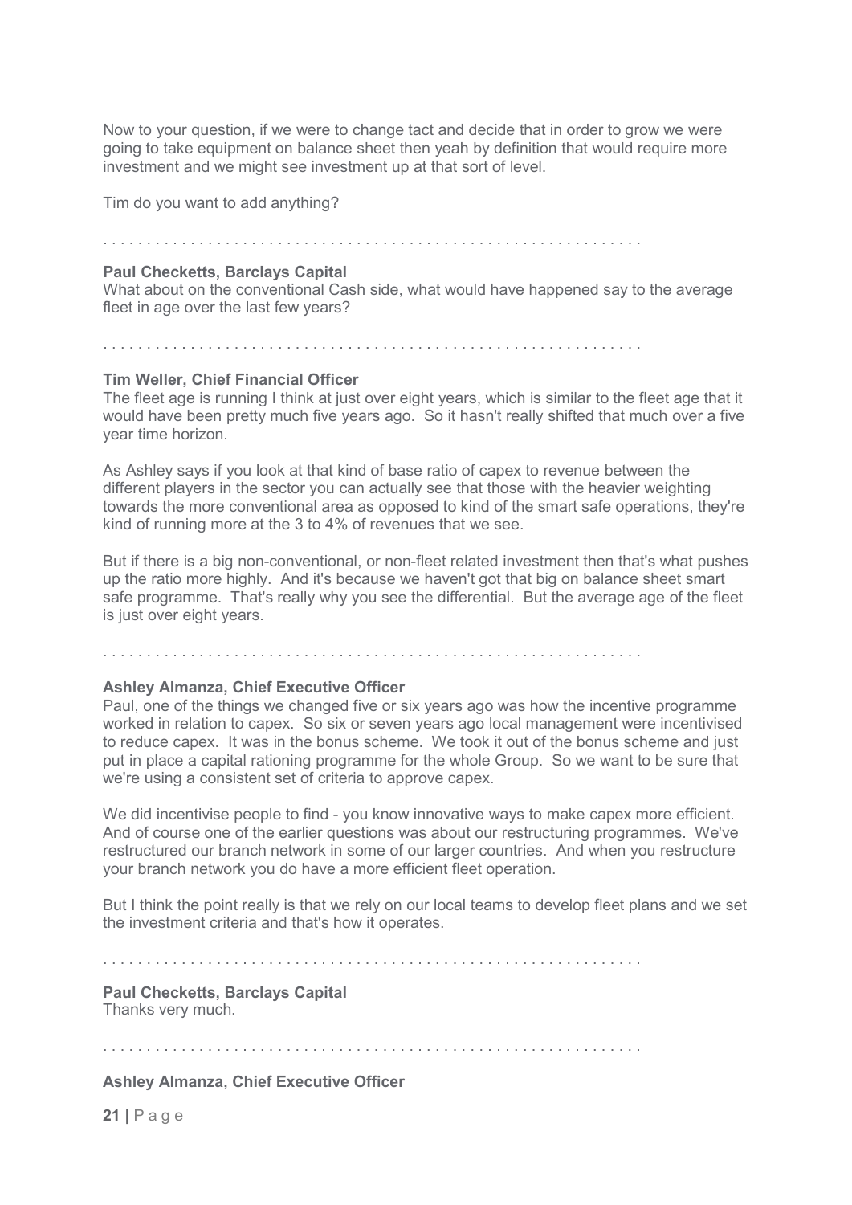Now to your question, if we were to change tact and decide that in order to grow we were going to take equipment on balance sheet then yeah by definition that would require more investment and we might see investment up at that sort of level.

Tim do you want to add anything?

. . . . . . . . . . . . . . . . . . . . . . . . . . . . . . . . . . . . . . . . . . . . . . . . . . . . . . . . . . . . .

**Paul Checketts, Barclays Capital**
What about on the conventional Cash side, what would have happened say to the average fleet in age over the last few years?

. . . . . . . . . . . . . . . . . . . . . . . . . . . . . . . . . . . . . . . . . . . . . . . . . . . . . . . . . . . . .

**Tim Weller, Chief Financial Officer**
The fleet age is running I think at just over eight years, which is similar to the fleet age that it would have been pretty much five years ago. So it hasn't really shifted that much over a five year time horizon.

As Ashley says if you look at that kind of base ratio of capex to revenue between the different players in the sector you can actually see that those with the heavier weighting towards the more conventional area as opposed to kind of the smart safe operations, they're kind of running more at the 3 to 4% of revenues that we see.

But if there is a big non-conventional, or non-fleet related investment then that's what pushes up the ratio more highly. And it's because we haven't got that big on balance sheet smart safe programme. That's really why you see the differential. But the average age of the fleet is just over eight years.

. . . . . . . . . . . . . . . . . . . . . . . . . . . . . . . . . . . . . . . . . . . . . . . . . . . . . . . . . . . . .

**Ashley Almanza, Chief Executive Officer**
Paul, one of the things we changed five or six years ago was how the incentive programme worked in relation to capex. So six or seven years ago local management were incentivised to reduce capex. It was in the bonus scheme. We took it out of the bonus scheme and just put in place a capital rationing programme for the whole Group. So we want to be sure that we're using a consistent set of criteria to approve capex.

We did incentivise people to find - you know innovative ways to make capex more efficient. And of course one of the earlier questions was about our restructuring programmes. We've restructured our branch network in some of our larger countries. And when you restructure your branch network you do have a more efficient fleet operation.

But I think the point really is that we rely on our local teams to develop fleet plans and we set the investment criteria and that's how it operates.

. . . . . . . . . . . . . . . . . . . . . . . . . . . . . . . . . . . . . . . . . . . . . . . . . . . . . . . . . . . . .

**Paul Checketts, Barclays Capital**
Thanks very much.

. . . . . . . . . . . . . . . . . . . . . . . . . . . . . . . . . . . . . . . . . . . . . . . . . . . . . . . . . . . . .

**Ashley Almanza, Chief Executive Officer**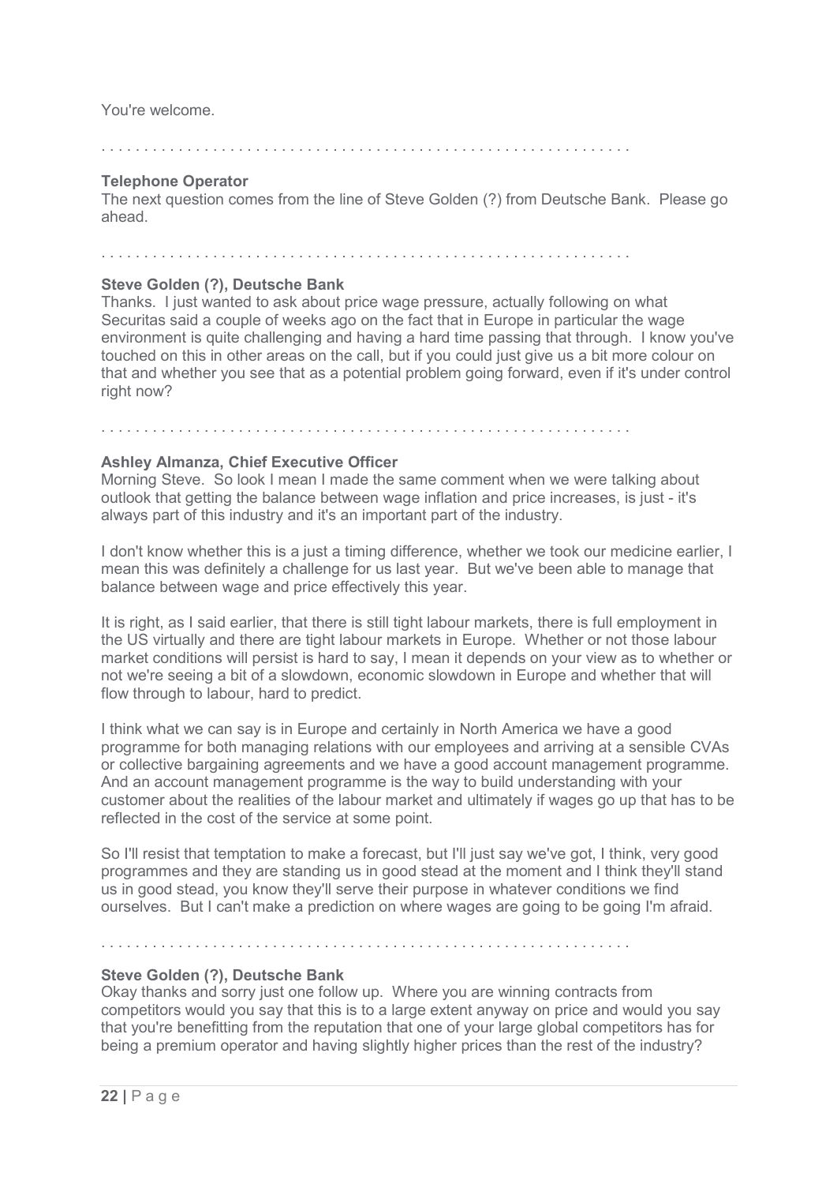You're welcome.

. . . . . . . . . . . . . . . . . . . . . . . . . . . . . . . . . . . . . . . . . . . . . . . . . . . . . . . . . . . . . .

**Telephone Operator**
The next question comes from the line of Steve Golden (?) from Deutsche Bank. Please go ahead.

. . . . . . . . . . . . . . . . . . . . . . . . . . . . . . . . . . . . . . . . . . . . . . . . . . . . . . . . . . . . . .

**Steve Golden (?), Deutsche Bank**
Thanks. I just wanted to ask about price wage pressure, actually following on what Securitas said a couple of weeks ago on the fact that in Europe in particular the wage environment is quite challenging and having a hard time passing that through. I know you've touched on this in other areas on the call, but if you could just give us a bit more colour on that and whether you see that as a potential problem going forward, even if it's under control right now?

. . . . . . . . . . . . . . . . . . . . . . . . . . . . . . . . . . . . . . . . . . . . . . . . . . . . . . . . . . . . . .

**Ashley Almanza, Chief Executive Officer**
Morning Steve. So look I mean I made the same comment when we were talking about outlook that getting the balance between wage inflation and price increases, is just - it's always part of this industry and it's an important part of the industry.

I don't know whether this is a just a timing difference, whether we took our medicine earlier, I mean this was definitely a challenge for us last year. But we've been able to manage that balance between wage and price effectively this year.

It is right, as I said earlier, that there is still tight labour markets, there is full employment in the US virtually and there are tight labour markets in Europe. Whether or not those labour market conditions will persist is hard to say, I mean it depends on your view as to whether or not we're seeing a bit of a slowdown, economic slowdown in Europe and whether that will flow through to labour, hard to predict.

I think what we can say is in Europe and certainly in North America we have a good programme for both managing relations with our employees and arriving at a sensible CVAs or collective bargaining agreements and we have a good account management programme. And an account management programme is the way to build understanding with your customer about the realities of the labour market and ultimately if wages go up that has to be reflected in the cost of the service at some point.

So I'll resist that temptation to make a forecast, but I'll just say we've got, I think, very good programmes and they are standing us in good stead at the moment and I think they'll stand us in good stead, you know they'll serve their purpose in whatever conditions we find ourselves. But I can't make a prediction on where wages are going to be going I'm afraid.

. . . . . . . . . . . . . . . . . . . . . . . . . . . . . . . . . . . . . . . . . . . . . . . . . . . . . . . . . . . . . .

**Steve Golden (?), Deutsche Bank**
Okay thanks and sorry just one follow up. Where you are winning contracts from competitors would you say that this is to a large extent anyway on price and would you say that you're benefitting from the reputation that one of your large global competitors has for being a premium operator and having slightly higher prices than the rest of the industry?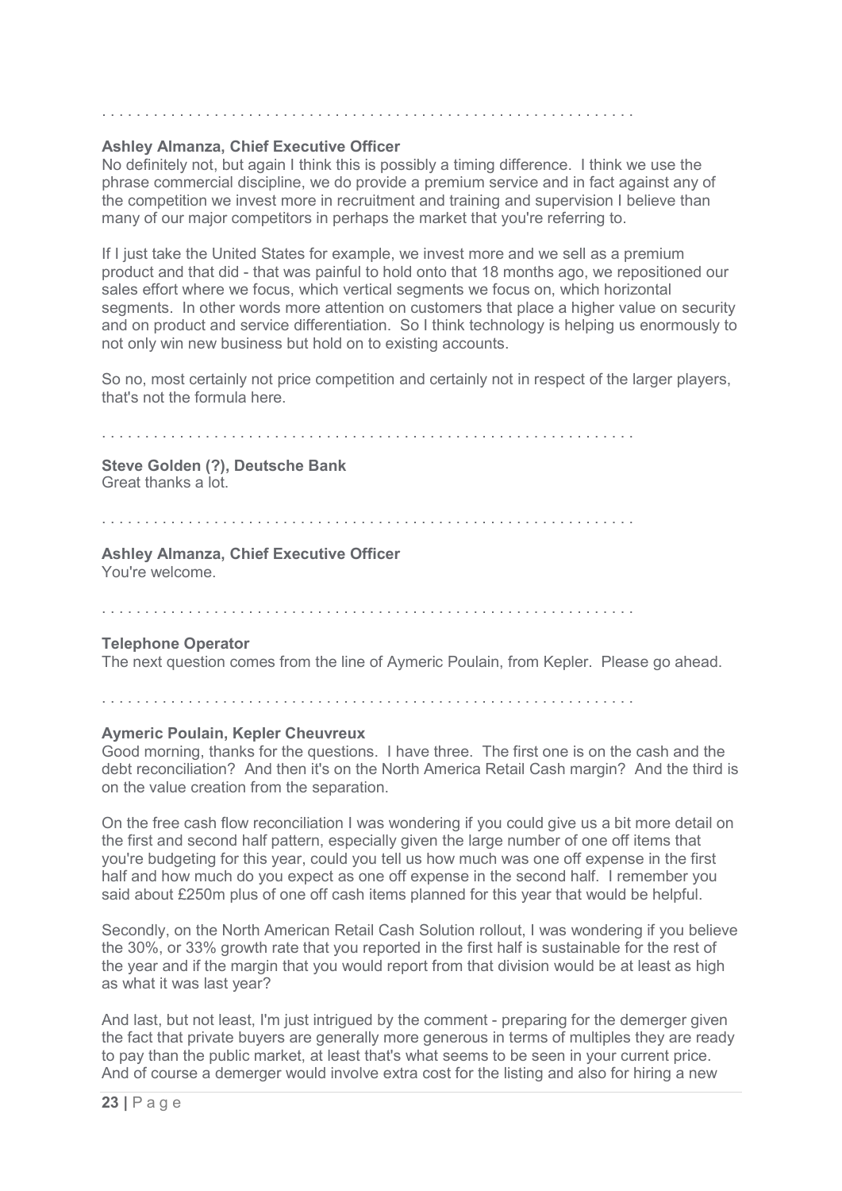. . . . . . . . . . . . . . . . . . . . . . . . . . . . . . . . . . . . . . . . . . . . . . . . . . . . . . . . . . . . .

**Ashley Almanza, Chief Executive Officer**
No definitely not, but again I think this is possibly a timing difference. I think we use the phrase commercial discipline, we do provide a premium service and in fact against any of the competition we invest more in recruitment and training and supervision I believe than many of our major competitors in perhaps the market that you're referring to.

If I just take the United States for example, we invest more and we sell as a premium product and that did - that was painful to hold onto that 18 months ago, we repositioned our sales effort where we focus, which vertical segments we focus on, which horizontal segments. In other words more attention on customers that place a higher value on security and on product and service differentiation. So I think technology is helping us enormously to not only win new business but hold on to existing accounts.

So no, most certainly not price competition and certainly not in respect of the larger players, that's not the formula here.

. . . . . . . . . . . . . . . . . . . . . . . . . . . . . . . . . . . . . . . . . . . . . . . . . . . . . . . . . . . . .

**Steve Golden (?), Deutsche Bank**
Great thanks a lot.

. . . . . . . . . . . . . . . . . . . . . . . . . . . . . . . . . . . . . . . . . . . . . . . . . . . . . . . . . . . . .

**Ashley Almanza, Chief Executive Officer**
You're welcome.

. . . . . . . . . . . . . . . . . . . . . . . . . . . . . . . . . . . . . . . . . . . . . . . . . . . . . . . . . . . . .

**Telephone Operator**
The next question comes from the line of Aymeric Poulain, from Kepler. Please go ahead.

. . . . . . . . . . . . . . . . . . . . . . . . . . . . . . . . . . . . . . . . . . . . . . . . . . . . . . . . . . . . .

**Aymeric Poulain, Kepler Cheuvreux**
Good morning, thanks for the questions. I have three. The first one is on the cash and the debt reconciliation? And then it's on the North America Retail Cash margin? And the third is on the value creation from the separation.

On the free cash flow reconciliation I was wondering if you could give us a bit more detail on the first and second half pattern, especially given the large number of one off items that you're budgeting for this year, could you tell us how much was one off expense in the first half and how much do you expect as one off expense in the second half. I remember you said about £250m plus of one off cash items planned for this year that would be helpful.

Secondly, on the North American Retail Cash Solution rollout, I was wondering if you believe the 30%, or 33% growth rate that you reported in the first half is sustainable for the rest of the year and if the margin that you would report from that division would be at least as high as what it was last year?

And last, but not least, I'm just intrigued by the comment - preparing for the demerger given the fact that private buyers are generally more generous in terms of multiples they are ready to pay than the public market, at least that's what seems to be seen in your current price. And of course a demerger would involve extra cost for the listing and also for hiring a new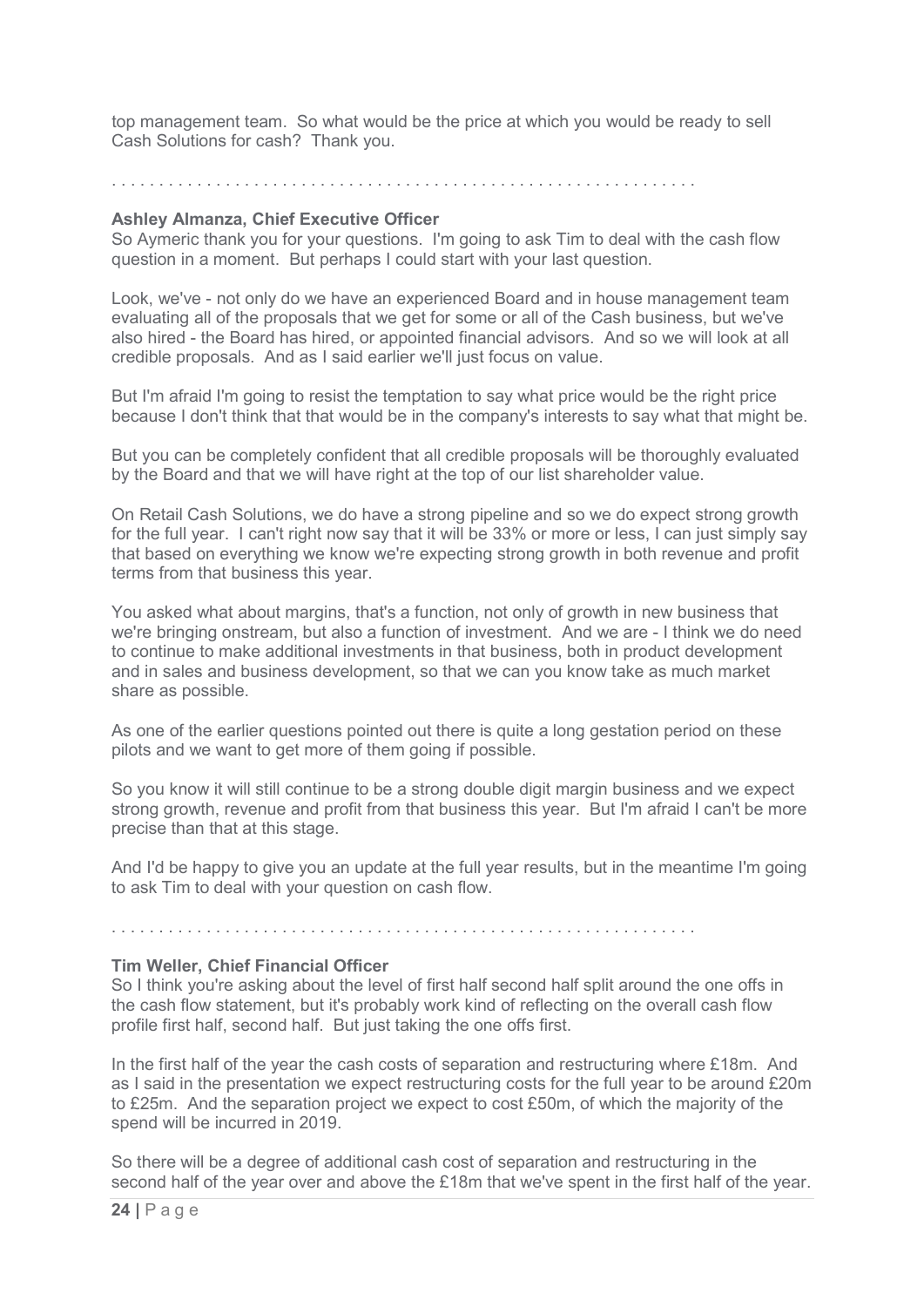top management team. So what would be the price at which you would be ready to sell Cash Solutions for cash? Thank you.

. . . . . . . . . . . . . . . . . . . . . . . . . . . . . . . . . . . . . . . . . . . . . . . . . . . . . . . . . . . . .

**Ashley Almanza, Chief Executive Officer**

So Aymeric thank you for your questions. I'm going to ask Tim to deal with the cash flow question in a moment. But perhaps I could start with your last question.

Look, we've - not only do we have an experienced Board and in house management team evaluating all of the proposals that we get for some or all of the Cash business, but we've also hired - the Board has hired, or appointed financial advisors. And so we will look at all credible proposals. And as I said earlier we'll just focus on value.

But I'm afraid I'm going to resist the temptation to say what price would be the right price because I don't think that that would be in the company's interests to say what that might be.

But you can be completely confident that all credible proposals will be thoroughly evaluated by the Board and that we will have right at the top of our list shareholder value.

On Retail Cash Solutions, we do have a strong pipeline and so we do expect strong growth for the full year. I can't right now say that it will be 33% or more or less, I can just simply say that based on everything we know we're expecting strong growth in both revenue and profit terms from that business this year.

You asked what about margins, that's a function, not only of growth in new business that we're bringing onstream, but also a function of investment. And we are - I think we do need to continue to make additional investments in that business, both in product development and in sales and business development, so that we can you know take as much market share as possible.

As one of the earlier questions pointed out there is quite a long gestation period on these pilots and we want to get more of them going if possible.

So you know it will still continue to be a strong double digit margin business and we expect strong growth, revenue and profit from that business this year. But I'm afraid I can't be more precise than that at this stage.

And I'd be happy to give you an update at the full year results, but in the meantime I'm going to ask Tim to deal with your question on cash flow.

. . . . . . . . . . . . . . . . . . . . . . . . . . . . . . . . . . . . . . . . . . . . . . . . . . . . . . . . . . . . . .

**Tim Weller, Chief Financial Officer**

So I think you're asking about the level of first half second half split around the one offs in the cash flow statement, but it's probably work kind of reflecting on the overall cash flow profile first half, second half. But just taking the one offs first.

In the first half of the year the cash costs of separation and restructuring where £18m. And as I said in the presentation we expect restructuring costs for the full year to be around £20m to £25m. And the separation project we expect to cost £50m, of which the majority of the spend will be incurred in 2019.

So there will be a degree of additional cash cost of separation and restructuring in the second half of the year over and above the £18m that we've spent in the first half of the year.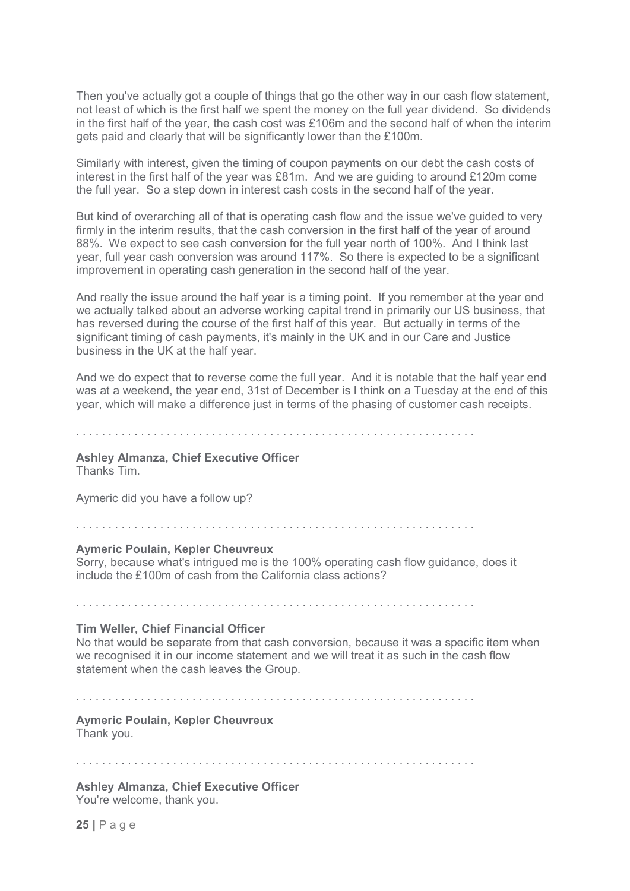Then you've actually got a couple of things that go the other way in our cash flow statement, not least of which is the first half we spent the money on the full year dividend. So dividends in the first half of the year, the cash cost was £106m and the second half of when the interim gets paid and clearly that will be significantly lower than the £100m.

Similarly with interest, given the timing of coupon payments on our debt the cash costs of interest in the first half of the year was £81m. And we are guiding to around £120m come the full year. So a step down in interest cash costs in the second half of the year.

But kind of overarching all of that is operating cash flow and the issue we've guided to very firmly in the interim results, that the cash conversion in the first half of the year of around 88%. We expect to see cash conversion for the full year north of 100%. And I think last year, full year cash conversion was around 117%. So there is expected to be a significant improvement in operating cash generation in the second half of the year.

And really the issue around the half year is a timing point. If you remember at the year end we actually talked about an adverse working capital trend in primarily our US business, that has reversed during the course of the first half of this year. But actually in terms of the significant timing of cash payments, it's mainly in the UK and in our Care and Justice business in the UK at the half year.

And we do expect that to reverse come the full year. And it is notable that the half year end was at a weekend, the year end, 31st of December is I think on a Tuesday at the end of this year, which will make a difference just in terms of the phasing of customer cash receipts.

. . . . . . . . . . . . . . . . . . . . . . . . . . . . . . . . . . . . . . . . . . . . . . . . . . . . . . . . . . . . .

**Ashley Almanza, Chief Executive Officer**
Thanks Tim.

Aymeric did you have a follow up?

. . . . . . . . . . . . . . . . . . . . . . . . . . . . . . . . . . . . . . . . . . . . . . . . . . . . . . . . . . . . .

**Aymeric Poulain, Kepler Cheuvreux**
Sorry, because what's intrigued me is the 100% operating cash flow guidance, does it include the £100m of cash from the California class actions?

. . . . . . . . . . . . . . . . . . . . . . . . . . . . . . . . . . . . . . . . . . . . . . . . . . . . . . . . . . . . .

**Tim Weller, Chief Financial Officer**
No that would be separate from that cash conversion, because it was a specific item when we recognised it in our income statement and we will treat it as such in the cash flow statement when the cash leaves the Group.

. . . . . . . . . . . . . . . . . . . . . . . . . . . . . . . . . . . . . . . . . . . . . . . . . . . . . . . . . . . . .

**Aymeric Poulain, Kepler Cheuvreux**
Thank you.

. . . . . . . . . . . . . . . . . . . . . . . . . . . . . . . . . . . . . . . . . . . . . . . . . . . . . . . . . . . . .

**Ashley Almanza, Chief Executive Officer**
You're welcome, thank you.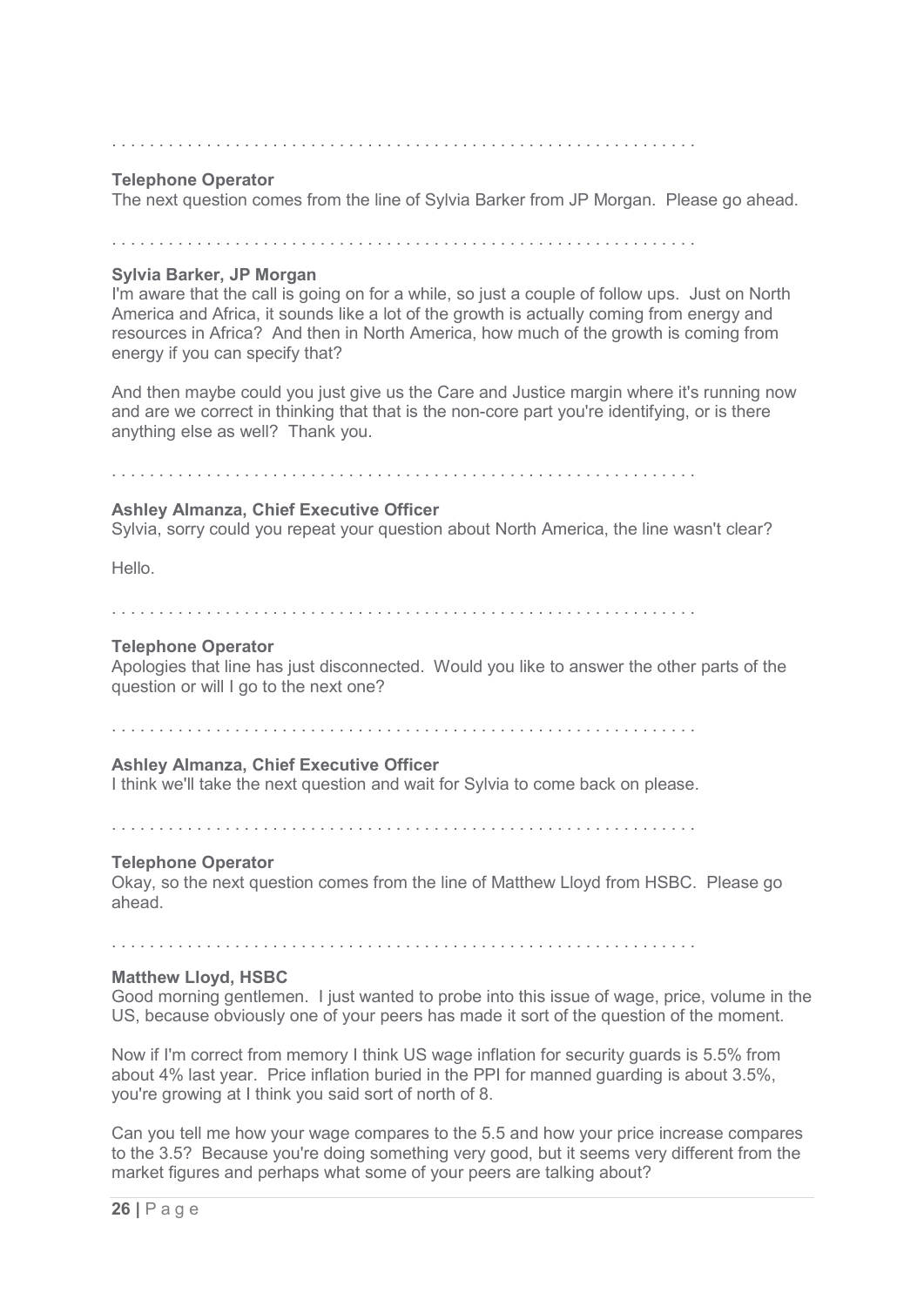. . . . . . . . . . . . . . . . . . . . . . . . . . . . . . . . . . . . . . . . . . . . . . . . . . . . . . . . . . . . . .

**Telephone Operator**
The next question comes from the line of Sylvia Barker from JP Morgan. Please go ahead.

. . . . . . . . . . . . . . . . . . . . . . . . . . . . . . . . . . . . . . . . . . . . . . . . . . . . . . . . . . . . . .

**Sylvia Barker, JP Morgan**
I'm aware that the call is going on for a while, so just a couple of follow ups. Just on North America and Africa, it sounds like a lot of the growth is actually coming from energy and resources in Africa? And then in North America, how much of the growth is coming from energy if you can specify that?

And then maybe could you just give us the Care and Justice margin where it's running now and are we correct in thinking that that is the non-core part you're identifying, or is there anything else as well? Thank you.

. . . . . . . . . . . . . . . . . . . . . . . . . . . . . . . . . . . . . . . . . . . . . . . . . . . . . . . . . . . . . .

**Ashley Almanza, Chief Executive Officer**
Sylvia, sorry could you repeat your question about North America, the line wasn't clear?

Hello.

. . . . . . . . . . . . . . . . . . . . . . . . . . . . . . . . . . . . . . . . . . . . . . . . . . . . . . . . . . . . . .

**Telephone Operator**
Apologies that line has just disconnected. Would you like to answer the other parts of the question or will I go to the next one?

. . . . . . . . . . . . . . . . . . . . . . . . . . . . . . . . . . . . . . . . . . . . . . . . . . . . . . . . . . . . . .

**Ashley Almanza, Chief Executive Officer**
I think we'll take the next question and wait for Sylvia to come back on please.

. . . . . . . . . . . . . . . . . . . . . . . . . . . . . . . . . . . . . . . . . . . . . . . . . . . . . . . . . . . . . .

**Telephone Operator**
Okay, so the next question comes from the line of Matthew Lloyd from HSBC. Please go ahead.

. . . . . . . . . . . . . . . . . . . . . . . . . . . . . . . . . . . . . . . . . . . . . . . . . . . . . . . . . . . . . .

**Matthew Lloyd, HSBC**
Good morning gentlemen. I just wanted to probe into this issue of wage, price, volume in the US, because obviously one of your peers has made it sort of the question of the moment.

Now if I'm correct from memory I think US wage inflation for security guards is 5.5% from about 4% last year. Price inflation buried in the PPI for manned guarding is about 3.5%, you're growing at I think you said sort of north of 8.

Can you tell me how your wage compares to the 5.5 and how your price increase compares to the 3.5? Because you're doing something very good, but it seems very different from the market figures and perhaps what some of your peers are talking about?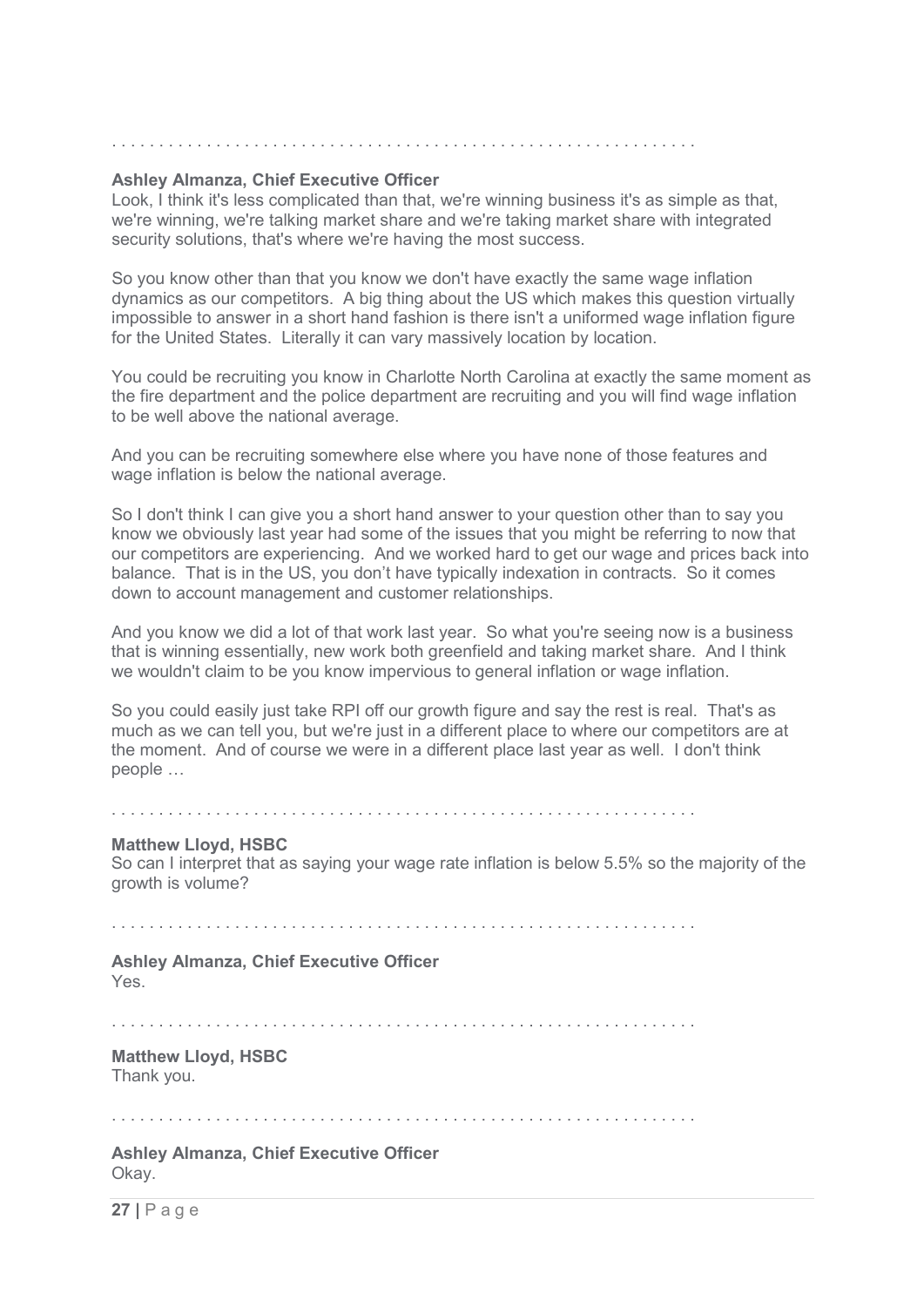. . . . . . . . . . . . . . . . . . . . . . . . . . . . . . . . . . . . . . . . . . . . . . . . . . . . . . . . . . . . . . .

**Ashley Almanza, Chief Executive Officer**
Look, I think it's less complicated than that, we're winning business it's as simple as that, we're winning, we're talking market share and we're taking market share with integrated security solutions, that's where we're having the most success.

So you know other than that you know we don't have exactly the same wage inflation dynamics as our competitors. A big thing about the US which makes this question virtually impossible to answer in a short hand fashion is there isn't a uniformed wage inflation figure for the United States. Literally it can vary massively location by location.

You could be recruiting you know in Charlotte North Carolina at exactly the same moment as the fire department and the police department are recruiting and you will find wage inflation to be well above the national average.

And you can be recruiting somewhere else where you have none of those features and wage inflation is below the national average.

So I don't think I can give you a short hand answer to your question other than to say you know we obviously last year had some of the issues that you might be referring to now that our competitors are experiencing. And we worked hard to get our wage and prices back into balance. That is in the US, you don't have typically indexation in contracts. So it comes down to account management and customer relationships.

And you know we did a lot of that work last year. So what you're seeing now is a business that is winning essentially, new work both greenfield and taking market share. And I think we wouldn't claim to be you know impervious to general inflation or wage inflation.

So you could easily just take RPI off our growth figure and say the rest is real. That's as much as we can tell you, but we're just in a different place to where our competitors are at the moment. And of course we were in a different place last year as well. I don't think people …

. . . . . . . . . . . . . . . . . . . . . . . . . . . . . . . . . . . . . . . . . . . . . . . . . . . . . . . . . . . . . . .

**Matthew Lloyd, HSBC**
So can I interpret that as saying your wage rate inflation is below 5.5% so the majority of the growth is volume?

. . . . . . . . . . . . . . . . . . . . . . . . . . . . . . . . . . . . . . . . . . . . . . . . . . . . . . . . . . . . . . .

**Ashley Almanza, Chief Executive Officer**
Yes.

. . . . . . . . . . . . . . . . . . . . . . . . . . . . . . . . . . . . . . . . . . . . . . . . . . . . . . . . . . . . . . .

**Matthew Lloyd, HSBC**
Thank you.

. . . . . . . . . . . . . . . . . . . . . . . . . . . . . . . . . . . . . . . . . . . . . . . . . . . . . . . . . . . . . . .

**Ashley Almanza, Chief Executive Officer**
Okay.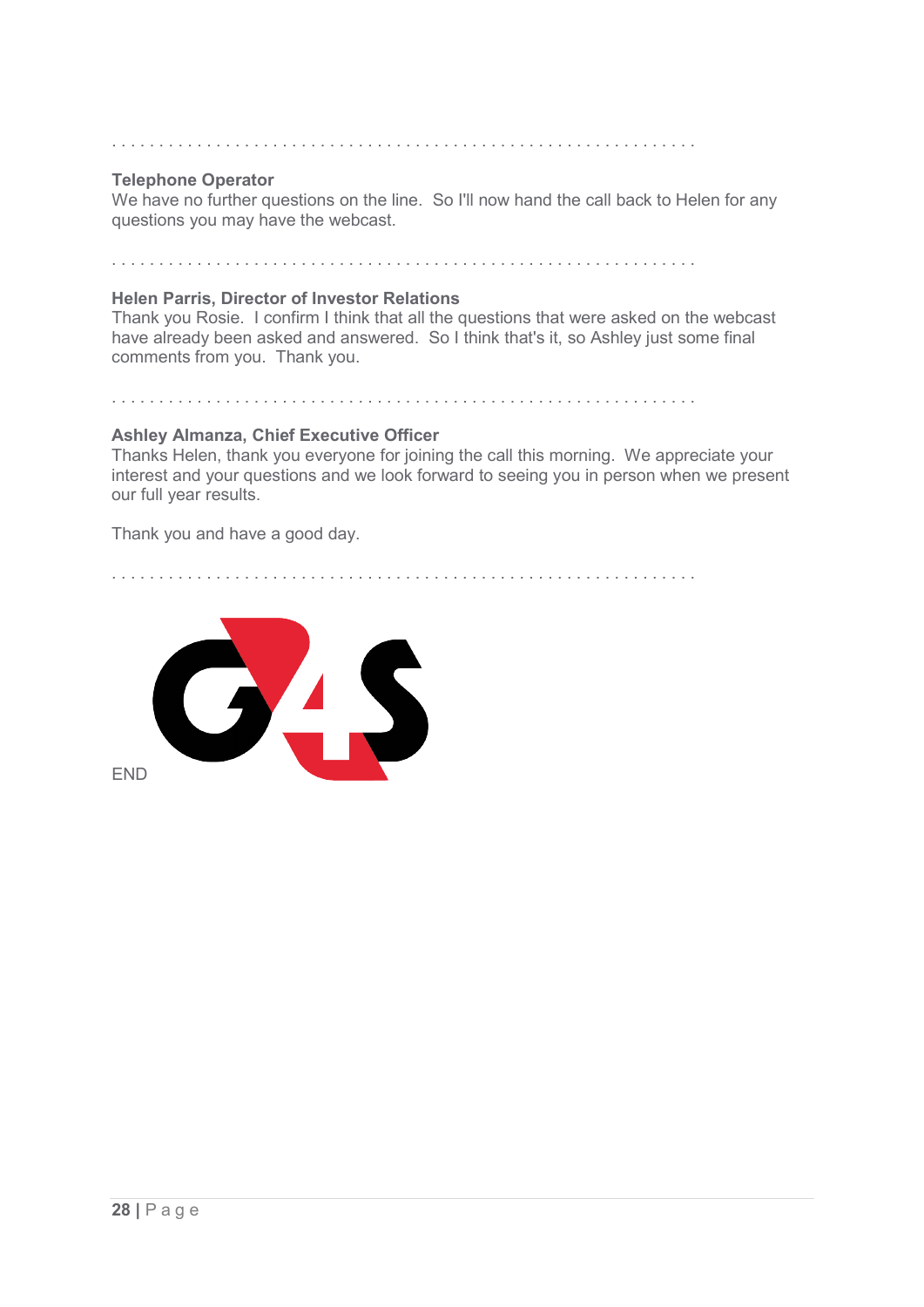. . . . . . . . . . . . . . . . . . . . . . . . . . . . . . . . . . . . . . . . . . . . . . . . . . . . . . . . . . . . . . . . .

**Telephone Operator**
We have no further questions on the line.  So I'll now hand the call back to Helen for any questions you may have the webcast.

. . . . . . . . . . . . . . . . . . . . . . . . . . . . . . . . . . . . . . . . . . . . . . . . . . . . . . . . . . . . . . . . .

**Helen Parris, Director of Investor Relations**
Thank you Rosie.  I confirm I think that all the questions that were asked on the webcast have already been asked and answered.  So I think that's it, so Ashley just some final comments from you.  Thank you.

. . . . . . . . . . . . . . . . . . . . . . . . . . . . . . . . . . . . . . . . . . . . . . . . . . . . . . . . . . . . . . . . .

**Ashley Almanza, Chief Executive Officer**
Thanks Helen, thank you everyone for joining the call this morning.  We appreciate your interest and your questions and we look forward to seeing you in person when we present our full year results.

Thank you and have a good day.

. . . . . . . . . . . . . . . . . . . . . . . . . . . . . . . . . . . . . . . . . . . . . . . . . . . . . . . . . . . . . . . . .

END